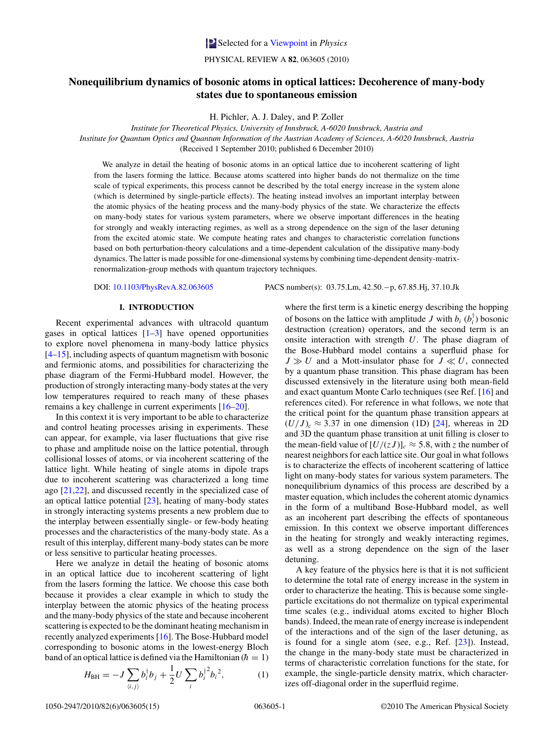Selected for a Viewpoint in *Physics*

# Nonequilibrium dynamics of bosonic atoms in optical lattices: Decoherence of many-body states due to spontaneous emission

H. Pichler, A. J. Daley, and P. Zoller

*Institute for Theoretical Physics, University of Innsbruck, A-6020 Innsbruck, Austria and*
*Institute for Quantum Optics and Quantum Information of the Austrian Academy of Sciences, A-6020 Innsbruck, Austria*

(Received 1 September 2010; published 6 December 2010)

We analyze in detail the heating of bosonic atoms in an optical lattice due to incoherent scattering of light from the lasers forming the lattice. Because atoms scattered into higher bands do not thermalize on the time scale of typical experiments, this process cannot be described by the total energy increase in the system alone (which is determined by single-particle effects). The heating instead involves an important interplay between the atomic physics of the heating process and the many-body physics of the state. We characterize the effects on many-body states for various system parameters, where we observe important differences in the heating for strongly and weakly interacting regimes, as well as a strong dependence on the sign of the laser detuning from the excited atomic state. We compute heating rates and changes to characteristic correlation functions based on both perturbation-theory calculations and a time-dependent calculation of the dissipative many-body dynamics. The latter is made possible for one-dimensional systems by combining time-dependent density-matrix-renormalization-group methods with quantum trajectory techniques.

DOI: 10.1103/PhysRevA.82.063605 PACS number(s): 03.75.Lm, 42.50.−p, 67.85.Hj, 37.10.Jk

## I. INTRODUCTION

Recent experimental advances with ultracold quantum gases in optical lattices [1–3] have opened opportunities to explore novel phenomena in many-body lattice physics [4–15], including aspects of quantum magnetism with bosonic and fermionic atoms, and possibilities for characterizing the phase diagram of the Fermi-Hubbard model. However, the production of strongly interacting many-body states at the very low temperatures required to reach many of these phases remains a key challenge in current experiments [16–20].

In this context it is very important to be able to characterize and control heating processes arising in experiments. These can appear, for example, via laser fluctuations that give rise to phase and amplitude noise on the lattice potential, through collisional losses of atoms, or via incoherent scattering of the lattice light. While heating of single atoms in dipole traps due to incoherent scattering was characterized a long time ago [21,22], and discussed recently in the specialized case of an optical lattice potential [23], heating of many-body states in strongly interacting systems presents a new problem due to the interplay between essentially single- or few-body heating processes and the characteristics of the many-body state. As a result of this interplay, different many-body states can be more or less sensitive to particular heating processes.

Here we analyze in detail the heating of bosonic atoms in an optical lattice due to incoherent scattering of light from the lasers forming the lattice. We choose this case both because it provides a clear example in which to study the interplay between the atomic physics of the heating process and the many-body physics of the state and because incoherent scattering is expected to be the dominant heating mechanism in recently analyzed experiments [16]. The Bose-Hubbard model corresponding to bosonic atoms in the lowest-energy Bloch band of an optical lattice is defined via the Hamiltonian ($\hbar = 1$)

$$H_{\mathrm{BH}} = -J \sum_{\langle i,j \rangle} b_i^\dagger b_j + \frac{1}{2} U \sum_i b_i^{\dagger 2} b_i^{2}, \tag{1}$$

where the first term is a kinetic energy describing the hopping of bosons on the lattice with amplitude $J$ with $b_i$ ($b_i^\dagger$) bosonic destruction (creation) operators, and the second term is an onsite interaction with strength $U$. The phase diagram of the Bose-Hubbard model contains a superfluid phase for $J \gg U$ and a Mott-insulator phase for $J \ll U$, connected by a quantum phase transition. This phase diagram has been discussed extensively in the literature using both mean-field and exact quantum Monte Carlo techniques (see Ref. [16] and references cited). For reference in what follows, we note that the critical point for the quantum phase transition appears at $(U/J)_c \approx 3.37$ in one dimension (1D) [24], whereas in 2D and 3D the quantum phase transition at unit filling is closer to the mean-field value of $[U/(zJ)]_c \approx 5.8$, with $z$ the number of nearest neighbors for each lattice site. Our goal in what follows is to characterize the effects of incoherent scattering of lattice light on many-body states for various system parameters. The nonequilibrium dynamics of this process are described by a master equation, which includes the coherent atomic dynamics in the form of a multiband Bose-Hubbard model, as well as an incoherent part describing the effects of spontaneous emission. In this context we observe important differences in the heating for strongly and weakly interacting regimes, as well as a strong dependence on the sign of the laser detuning.

A key feature of the physics here is that it is not sufficient to determine the total rate of energy increase in the system in order to characterize the heating. This is because some single-particle excitations do not thermalize on typical experimental time scales (e.g., individual atoms excited to higher Bloch bands). Indeed, the mean rate of energy increase is independent of the interactions and of the sign of the laser detuning, as is found for a single atom (see, e.g., Ref. [23]). Instead, the change in the many-body state must be characterized in terms of characteristic correlation functions for the state, for example, the single-particle density matrix, which characterizes off-diagonal order in the superfluid regime.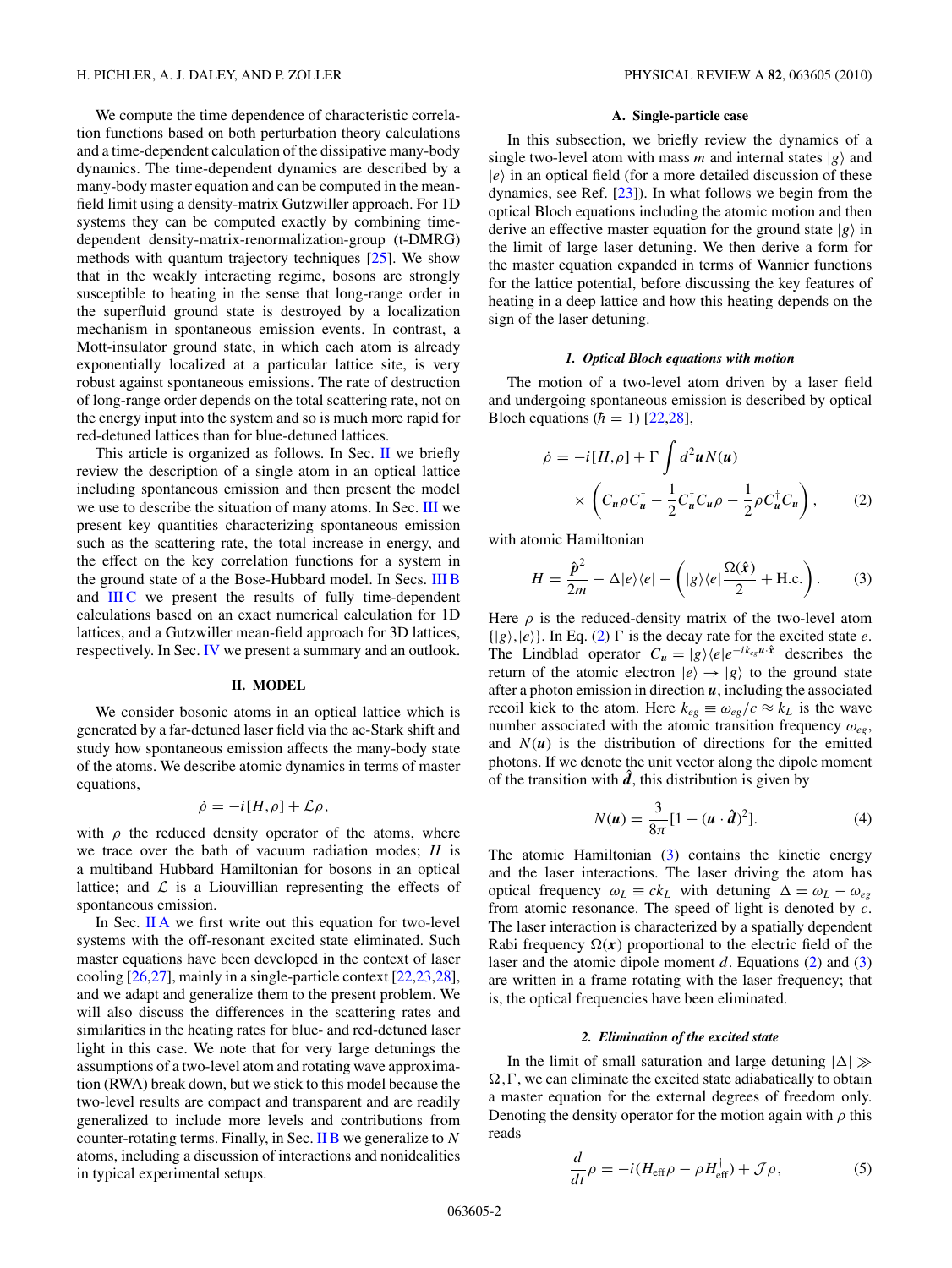We compute the time dependence of characteristic correlation functions based on both perturbation theory calculations and a time-dependent calculation of the dissipative many-body dynamics. The time-dependent dynamics are described by a many-body master equation and can be computed in the mean-field limit using a density-matrix Gutzwiller approach. For 1D systems they can be computed exactly by combining time-dependent density-matrix-renormalization-group (t-DMRG) methods with quantum trajectory techniques [25]. We show that in the weakly interacting regime, bosons are strongly susceptible to heating in the sense that long-range order in the superfluid ground state is destroyed by a localization mechanism in spontaneous emission events. In contrast, a Mott-insulator ground state, in which each atom is already exponentially localized at a particular lattice site, is very robust against spontaneous emissions. The rate of destruction of long-range order depends on the total scattering rate, not on the energy input into the system and so is much more rapid for red-detuned lattices than for blue-detuned lattices.

This article is organized as follows. In Sec. II we briefly review the description of a single atom in an optical lattice including spontaneous emission and then present the model we use to describe the situation of many atoms. In Sec. III we present key quantities characterizing spontaneous emission such as the scattering rate, the total increase in energy, and the effect on the key correlation functions for a system in the ground state of a the Bose-Hubbard model. In Secs. III B and III C we present the results of fully time-dependent calculations based on an exact numerical calculation for 1D lattices, and a Gutzwiller mean-field approach for 3D lattices, respectively. In Sec. IV we present a summary and an outlook.

## II. MODEL

We consider bosonic atoms in an optical lattice which is generated by a far-detuned laser field via the ac-Stark shift and study how spontaneous emission affects the many-body state of the atoms. We describe atomic dynamics in terms of master equations,

$$\dot{\rho} = -i[H,\rho] + \mathcal{L}\rho,$$

with $\rho$ the reduced density operator of the atoms, where we trace over the bath of vacuum radiation modes; $H$ is a multiband Hubbard Hamiltonian for bosons in an optical lattice; and $\mathcal{L}$ is a Liouvillian representing the effects of spontaneous emission.

In Sec. II A we first write out this equation for two-level systems with the off-resonant excited state eliminated. Such master equations have been developed in the context of laser cooling [26,27], mainly in a single-particle context [22,23,28], and we adapt and generalize them to the present problem. We will also discuss the differences in the scattering rates and similarities in the heating rates for blue- and red-detuned laser light in this case. We note that for very large detunings the assumptions of a two-level atom and rotating wave approximation (RWA) break down, but we stick to this model because the two-level results are compact and transparent and are readily generalized to include more levels and contributions from counter-rotating terms. Finally, in Sec. II B we generalize to $N$ atoms, including a discussion of interactions and nonidealities in typical experimental setups.

### A. Single-particle case

In this subsection, we briefly review the dynamics of a single two-level atom with mass $m$ and internal states $|g\rangle$ and $|e\rangle$ in an optical field (for a more detailed discussion of these dynamics, see Ref. [23]). In what follows we begin from the optical Bloch equations including the atomic motion and then derive an effective master equation for the ground state $|g\rangle$ in the limit of large laser detuning. We then derive a form for the master equation expanded in terms of Wannier functions for the lattice potential, before discussing the key features of heating in a deep lattice and how this heating depends on the sign of the laser detuning.

#### *1. Optical Bloch equations with motion*

The motion of a two-level atom driven by a laser field and undergoing spontaneous emission is described by optical Bloch equations ($\hbar = 1$) [22,28],

$$\dot{\rho} = -i[H,\rho] + \Gamma \int d^2\boldsymbol{u}\, N(\boldsymbol{u}) \times \left( C_{\boldsymbol{u}}\rho C_{\boldsymbol{u}}^\dagger - \frac{1}{2}C_{\boldsymbol{u}}^\dagger C_{\boldsymbol{u}}\rho - \frac{1}{2}\rho C_{\boldsymbol{u}}^\dagger C_{\boldsymbol{u}} \right), \tag{2}$$

with atomic Hamiltonian

$$H = \frac{\hat{\boldsymbol{p}}^2}{2m} - \Delta |e\rangle\langle e| - \left( |g\rangle\langle e| \frac{\Omega(\hat{\boldsymbol{x}})}{2} + \text{H.c.} \right). \tag{3}$$

Here $\rho$ is the reduced-density matrix of the two-level atom $\{|g\rangle, |e\rangle\}$. In Eq. (2) $\Gamma$ is the decay rate for the excited state $e$. The Lindblad operator $C_{\boldsymbol{u}} = |g\rangle\langle e| e^{-ik_{eg}\boldsymbol{u}\cdot\hat{\boldsymbol{x}}}$ describes the return of the atomic electron $|e\rangle \rightarrow |g\rangle$ to the ground state after a photon emission in direction $\boldsymbol{u}$, including the associated recoil kick to the atom. Here $k_{eg} \equiv \omega_{eg}/c \approx k_L$ is the wave number associated with the atomic transition frequency $\omega_{eg}$, and $N(\boldsymbol{u})$ is the distribution of directions for the emitted photons. If we denote the unit vector along the dipole moment of the transition with $\hat{\boldsymbol{d}}$, this distribution is given by

$$N(\boldsymbol{u}) = \frac{3}{8\pi}[1 - (\boldsymbol{u}\cdot\hat{\boldsymbol{d}})^2]. \tag{4}$$

The atomic Hamiltonian (3) contains the kinetic energy and the laser interactions. The laser driving the atom has optical frequency $\omega_L \equiv ck_L$ with detuning $\Delta = \omega_L - \omega_{eg}$ from atomic resonance. The speed of light is denoted by $c$. The laser interaction is characterized by a spatially dependent Rabi frequency $\Omega(\boldsymbol{x})$ proportional to the electric field of the laser and the atomic dipole moment $d$. Equations (2) and (3) are written in a frame rotating with the laser frequency; that is, the optical frequencies have been eliminated.

#### *2. Elimination of the excited state*

In the limit of small saturation and large detuning $|\Delta| \gg \Omega, \Gamma$, we can eliminate the excited state adiabatically to obtain a master equation for the external degrees of freedom only. Denoting the density operator for the motion again with $\rho$ this reads

$$\frac{d}{dt}\rho = -i(H_{\text{eff}}\rho - \rho H_{\text{eff}}^\dagger) + \mathcal{J}\rho, \tag{5}$$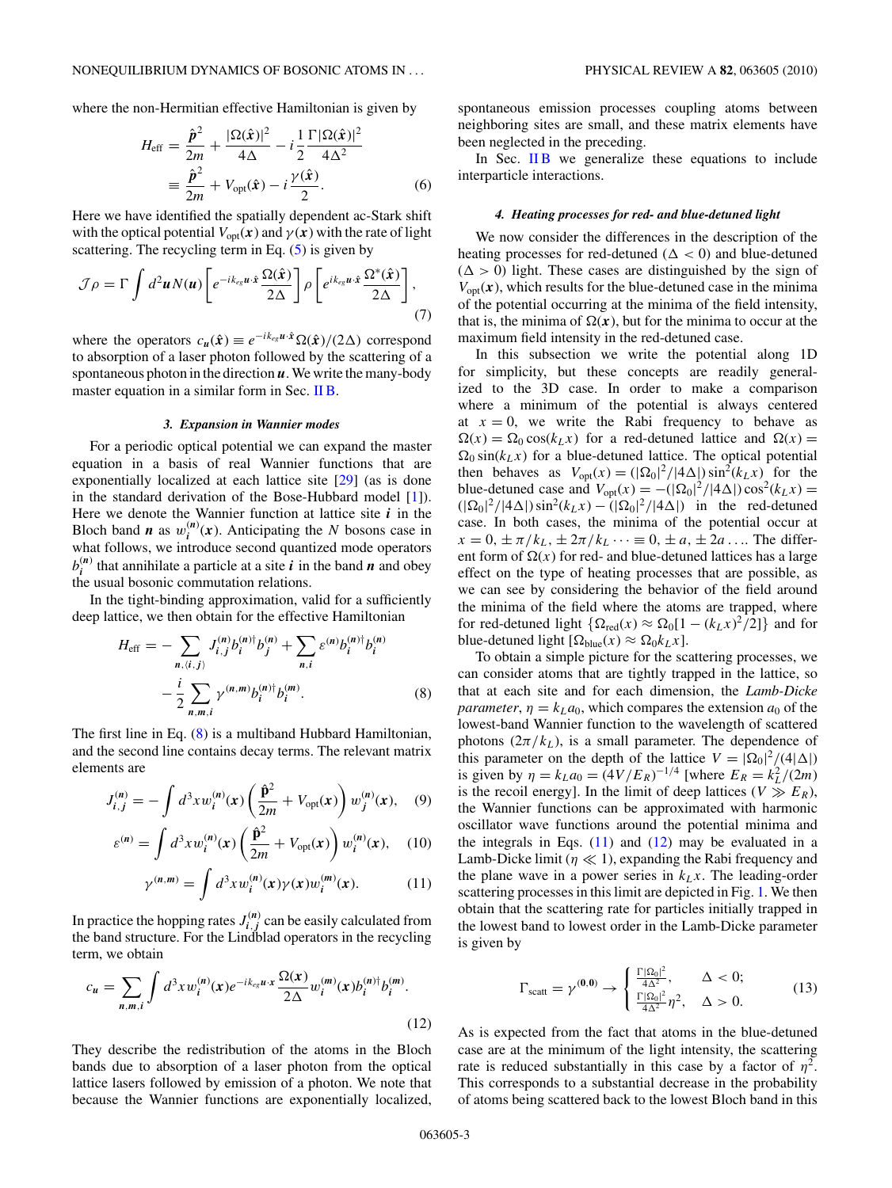where the non-Hermitian effective Hamiltonian is given by

$$H_{\text{eff}} = \frac{\hat{\boldsymbol{p}}^2}{2m} + \frac{|\Omega(\hat{\boldsymbol{x}})|^2}{4\Delta} - i\,\frac{1}{2}\frac{\Gamma|\Omega(\hat{\boldsymbol{x}})|^2}{4\Delta^2} \equiv \frac{\hat{\boldsymbol{p}}^2}{2m} + V_{\text{opt}}(\hat{\boldsymbol{x}}) - i\,\frac{\gamma(\hat{\boldsymbol{x}})}{2}. \qquad (6)$$

Here we have identified the spatially dependent ac-Stark shift with the optical potential $V_{\text{opt}}(\boldsymbol{x})$ and $\gamma(\boldsymbol{x})$ with the rate of light scattering. The recycling term in Eq. (5) is given by

$$\mathcal{J}\rho = \Gamma \int d^2\boldsymbol{u} N(\boldsymbol{u}) \left[ e^{-ik_{eg}\boldsymbol{u}\cdot\hat{\boldsymbol{x}}} \frac{\Omega(\hat{\boldsymbol{x}})}{2\Delta} \right] \rho \left[ e^{ik_{eg}\boldsymbol{u}\cdot\hat{\boldsymbol{x}}} \frac{\Omega^*(\hat{\boldsymbol{x}})}{2\Delta} \right], \qquad (7)$$

where the operators $c_{\boldsymbol{u}}(\hat{\boldsymbol{x}}) \equiv e^{-ik_{eg}\boldsymbol{u}\cdot\hat{\boldsymbol{x}}}\Omega(\hat{\boldsymbol{x}})/(2\Delta)$ correspond to absorption of a laser photon followed by the scattering of a spontaneous photon in the direction $\boldsymbol{u}$. We write the many-body master equation in a similar form in Sec. II B.

#### *3. Expansion in Wannier modes*

For a periodic optical potential we can expand the master equation in a basis of real Wannier functions that are exponentially localized at each lattice site [29] (as is done in the standard derivation of the Bose-Hubbard model [1]). Here we denote the Wannier function at lattice site $\boldsymbol{i}$ in the Bloch band $\boldsymbol{n}$ as $w_{\boldsymbol{i}}^{(\boldsymbol{n})}(\boldsymbol{x})$. Anticipating the $N$ bosons case in what follows, we introduce second quantized mode operators $b_{\boldsymbol{i}}^{(\boldsymbol{n})}$ that annihilate a particle at a site $\boldsymbol{i}$ in the band $\boldsymbol{n}$ and obey the usual bosonic commutation relations.

In the tight-binding approximation, valid for a sufficiently deep lattice, we then obtain for the effective Hamiltonian

$$H_{\text{eff}} = -\sum_{\boldsymbol{n},\langle \boldsymbol{i},\boldsymbol{j}\rangle} J_{\boldsymbol{i},\boldsymbol{j}}^{(\boldsymbol{n})} b_{\boldsymbol{i}}^{(\boldsymbol{n})\dagger} b_{\boldsymbol{j}}^{(\boldsymbol{n})} + \sum_{\boldsymbol{n},\boldsymbol{i}} \varepsilon^{(\boldsymbol{n})} b_{\boldsymbol{i}}^{(\boldsymbol{n})\dagger} b_{\boldsymbol{i}}^{(\boldsymbol{n})} - \frac{i}{2}\sum_{\boldsymbol{n},\boldsymbol{m},\boldsymbol{i}} \gamma^{(\boldsymbol{n},\boldsymbol{m})} b_{\boldsymbol{i}}^{(\boldsymbol{n})\dagger} b_{\boldsymbol{i}}^{(\boldsymbol{m})}. \qquad (8)$$

The first line in Eq. (8) is a multiband Hubbard Hamiltonian, and the second line contains decay terms. The relevant matrix elements are

$$J_{\boldsymbol{i},\boldsymbol{j}}^{(\boldsymbol{n})} = -\int d^3x\, w_{\boldsymbol{i}}^{(\boldsymbol{n})}(\boldsymbol{x}) \left( \frac{\hat{\mathbf{p}}^2}{2m} + V_{\text{opt}}(\boldsymbol{x}) \right) w_{\boldsymbol{j}}^{(\boldsymbol{n})}(\boldsymbol{x}), \qquad (9)$$

$$\varepsilon^{(\boldsymbol{n})} = \int d^3x\, w_{\boldsymbol{i}}^{(\boldsymbol{n})}(\boldsymbol{x}) \left( \frac{\hat{\mathbf{p}}^2}{2m} + V_{\text{opt}}(\boldsymbol{x}) \right) w_{\boldsymbol{i}}^{(\boldsymbol{n})}(\boldsymbol{x}), \qquad (10)$$

$$\gamma^{(\boldsymbol{n},\boldsymbol{m})} = \int d^3x\, w_{\boldsymbol{i}}^{(\boldsymbol{n})}(\boldsymbol{x}) \gamma(\boldsymbol{x}) w_{\boldsymbol{i}}^{(\boldsymbol{m})}(\boldsymbol{x}). \qquad (11)$$

In practice the hopping rates $J_{\boldsymbol{i},\boldsymbol{j}}^{(\boldsymbol{n})}$ can be easily calculated from the band structure. For the Lindblad operators in the recycling term, we obtain

$$c_{\boldsymbol{u}} = \sum_{\boldsymbol{n},\boldsymbol{m},\boldsymbol{i}} \int d^3x\, w_{\boldsymbol{i}}^{(\boldsymbol{n})}(\boldsymbol{x}) e^{-ik_{eg}\boldsymbol{u}\cdot\boldsymbol{x}} \frac{\Omega(\boldsymbol{x})}{2\Delta} w_{\boldsymbol{i}}^{(\boldsymbol{m})}(\boldsymbol{x}) b_{\boldsymbol{i}}^{(\boldsymbol{n})\dagger} b_{\boldsymbol{i}}^{(\boldsymbol{m})}. \qquad (12)$$

They describe the redistribution of the atoms in the Bloch bands due to absorption of a laser photon from the optical lattice lasers followed by emission of a photon. We note that because the Wannier functions are exponentially localized, spontaneous emission processes coupling atoms between neighboring sites are small, and these matrix elements have been neglected in the preceding.

In Sec. II B we generalize these equations to include interparticle interactions.

#### *4. Heating processes for red- and blue-detuned light*

We now consider the differences in the description of the heating processes for red-detuned ($\Delta < 0$) and blue-detuned ($\Delta > 0$) light. These cases are distinguished by the sign of $V_{\text{opt}}(\boldsymbol{x})$, which results for the blue-detuned case in the minima of the potential occurring at the minima of the field intensity, that is, the minima of $\Omega(\boldsymbol{x})$, but for the minima to occur at the maximum field intensity in the red-detuned case.

In this subsection we write the potential along 1D for simplicity, but these concepts are readily generalized to the 3D case. In order to make a comparison where a minimum of the potential is always centered at $x = 0$, we write the Rabi frequency to behave as $\Omega(x) = \Omega_0 \cos(k_L x)$ for a red-detuned lattice and $\Omega(x) = \Omega_0 \sin(k_L x)$ for a blue-detuned lattice. The optical potential then behaves as $V_{\text{opt}}(x) = (|\Omega_0|^2/|4\Delta|)\sin^2(k_L x)$ for the blue-detuned case and $V_{\text{opt}}(x) = -(|\Omega_0|^2/|4\Delta|)\cos^2(k_L x) = (|\Omega_0|^2/|4\Delta|)\sin^2(k_L x) - (|\Omega_0|^2/|4\Delta|)$ in the red-detuned case. In both cases, the minima of the potential occur at $x = 0, \pm\pi/k_L, \pm 2\pi/k_L \cdots \equiv 0, \pm a, \pm 2a \ldots$. The different form of $\Omega(x)$ for red- and blue-detuned lattices has a large effect on the type of heating processes that are possible, as we can see by considering the behavior of the field around the minima of the field where the atoms are trapped, where for red-detuned light $\{\Omega_{\text{red}}(x) \approx \Omega_0[1 - (k_L x)^2/2]\}$ and for blue-detuned light $[\Omega_{\text{blue}}(x) \approx \Omega_0 k_L x]$.

To obtain a simple picture for the scattering processes, we can consider atoms that are tightly trapped in the lattice, so that at each site and for each dimension, the *Lamb-Dicke parameter*, $\eta = k_L a_0$, which compares the extension $a_0$ of the lowest-band Wannier function to the wavelength of scattered photons ($2\pi/k_L$), is a small parameter. The dependence of this parameter on the depth of the lattice $V = |\Omega_0|^2/(4|\Delta|)$ is given by $\eta = k_L a_0 = (4V/E_R)^{-1/4}$ [where $E_R = k_L^2/(2m)$ is the recoil energy]. In the limit of deep lattices ($V \gg E_R$), the Wannier functions can be approximated with harmonic oscillator wave functions around the potential minima and the integrals in Eqs. (11) and (12) may be evaluated in a Lamb-Dicke limit ($\eta \ll 1$), expanding the Rabi frequency and the plane wave in a power series in $k_L x$. The leading-order scattering processes in this limit are depicted in Fig. 1. We then obtain that the scattering rate for particles initially trapped in the lowest band to lowest order in the Lamb-Dicke parameter is given by

$$\Gamma_{\text{scatt}} = \gamma^{(\mathbf{0},\mathbf{0})} \to \begin{cases} \frac{\Gamma|\Omega_0|^2}{4\Delta^2}, & \Delta < 0; \\ \frac{\Gamma|\Omega_0|^2}{4\Delta^2}\eta^2, & \Delta > 0. \end{cases} \qquad (13)$$

As is expected from the fact that atoms in the blue-detuned case are at the minimum of the light intensity, the scattering rate is reduced substantially in this case by a factor of $\eta^2$. This corresponds to a substantial decrease in the probability of atoms being scattered back to the lowest Bloch band in this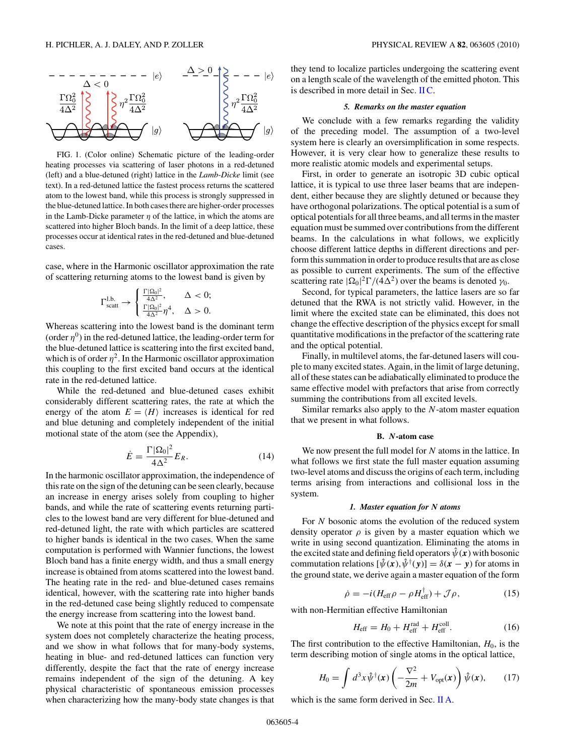$\Delta < 0$

$|e\rangle$

$\frac{\Gamma\Omega_0^2}{4\Delta^2}$

$\eta^2\frac{\Gamma\Omega_0^2}{4\Delta^2}$

$|g\rangle$

$\Delta > 0$

$|e\rangle$

$\eta^2\frac{\Gamma\Omega_0^2}{4\Delta^2}$

$|g\rangle$

FIG. 1. (Color online) Schematic picture of the leading-order heating processes via scattering of laser photons in a red-detuned (left) and a blue-detuned (right) lattice in the *Lamb-Dicke* limit (see text). In a red-detuned lattice the fastest process returns the scattered atom to the lowest band, while this process is strongly suppressed in the blue-detuned lattice. In both cases there are higher-order processes in the Lamb-Dicke parameter $\eta$ of the lattice, in which the atoms are scattered into higher Bloch bands. In the limit of a deep lattice, these processes occur at identical rates in the red-detuned and blue-detuned cases.

case, where in the Harmonic oscillator approximation the rate of scattering returning atoms to the lowest band is given by

$$\Gamma_{\rm scatt}^{\rm l.b.} \rightarrow \begin{cases} \frac{\Gamma|\Omega_0|^2}{4\Delta^2}, & \Delta < 0; \\ \frac{\Gamma|\Omega_0|^2}{4\Delta^2}\eta^4, & \Delta > 0. \end{cases}$$

Whereas scattering into the lowest band is the dominant term (order $\eta^0$) in the red-detuned lattice, the leading-order term for the blue-detuned lattice is scattering into the first excited band, which is of order $\eta^2$. In the Harmonic oscillator approximation this coupling to the first excited band occurs at the identical rate in the red-detuned lattice.

While the red-detuned and blue-detuned cases exhibit considerably different scattering rates, the rate at which the energy of the atom $E = \langle H\rangle$ increases is identical for red and blue detuning and completely independent of the initial motional state of the atom (see the Appendix),

$$\dot{E} = \frac{\Gamma|\Omega_0|^2}{4\Delta^2}E_R. \tag{14}$$

In the harmonic oscillator approximation, the independence of this rate on the sign of the detuning can be seen clearly, because an increase in energy arises solely from coupling to higher bands, and while the rate of scattering events returning particles to the lowest band are very different for blue-detuned and red-detuned light, the rate with which particles are scattered to higher bands is identical in the two cases. When the same computation is performed with Wannier functions, the lowest Bloch band has a finite energy width, and thus a small energy increase is obtained from atoms scattered into the lowest band. The heating rate in the red- and blue-detuned cases remains identical, however, with the scattering rate into higher bands in the red-detuned case being slightly reduced to compensate the energy increase from scattering into the lowest band.

We note at this point that the rate of energy increase in the system does not completely characterize the heating process, and we show in what follows that for many-body systems, heating in blue- and red-detuned lattices can function very differently, despite the fact that the rate of energy increase remains independent of the sign of the detuning. A key physical characteristic of spontaneous emission processes when characterizing how the many-body state changes is that they tend to localize particles undergoing the scattering event on a length scale of the wavelength of the emitted photon. This is described in more detail in Sec. II C.

#### *5. Remarks on the master equation*

We conclude with a few remarks regarding the validity of the preceding model. The assumption of a two-level system here is clearly an oversimplification in some respects. However, it is very clear how to generalize these results to more realistic atomic models and experimental setups.

First, in order to generate an isotropic 3D cubic optical lattice, it is typical to use three laser beams that are independent, either because they are slightly detuned or because they have orthogonal polarizations. The optical potential is a sum of optical potentials for all three beams, and all terms in the master equation must be summed over contributions from the different beams. In the calculations in what follows, we explicitly choose different lattice depths in different directions and perform this summation in order to produce results that are as close as possible to current experiments. The sum of the effective scattering rate $|\Omega_0|^2\Gamma/(4\Delta^2)$ over the beams is denoted $\gamma_0$.

Second, for typical parameters, the lattice lasers are so far detuned that the RWA is not strictly valid. However, in the limit where the excited state can be eliminated, this does not change the effective description of the physics except for small quantitative modifications in the prefactor of the scattering rate and the optical potential.

Finally, in multilevel atoms, the far-detuned lasers will couple to many excited states. Again, in the limit of large detuning, all of these states can be adiabatically eliminated to produce the same effective model with prefactors that arise from correctly summing the contributions from all excited levels.

Similar remarks also apply to the $N$-atom master equation that we present in what follows.

### B. $N$-atom case

We now present the full model for $N$ atoms in the lattice. In what follows we first state the full master equation assuming two-level atoms and discuss the origins of each term, including terms arising from interactions and collisional loss in the system.

#### *1. Master equation for N atoms*

For $N$ bosonic atoms the evolution of the reduced system density operator $\rho$ is given by a master equation which we write in using second quantization. Eliminating the atoms in the excited state and defining field operators $\hat{\psi}(\boldsymbol{x})$ with bosonic commutation relations $[\hat{\psi}(\boldsymbol{x}),\hat{\psi}^\dagger(\boldsymbol{y})] = \delta(\boldsymbol{x}-\boldsymbol{y})$ for atoms in the ground state, we derive again a master equation of the form

$$\dot{\rho} = -i(H_{\rm eff}\rho - \rho H_{\rm eff}^\dagger) + \mathcal{J}\rho, \tag{15}$$

with non-Hermitian effective Hamiltonian

$$H_{\rm eff} = H_0 + H_{\rm eff}^{\rm rad} + H_{\rm eff}^{\rm coll}. \tag{16}$$

The first contribution to the effective Hamiltonian, $H_0$, is the term describing motion of single atoms in the optical lattice,

$$H_0 = \int d^3x\,\hat{\psi}^\dagger(\boldsymbol{x})\left(-\frac{\nabla^2}{2m} + V_{\rm opt}(\boldsymbol{x})\right)\hat{\psi}(\boldsymbol{x}), \tag{17}$$

which is the same form derived in Sec. II A.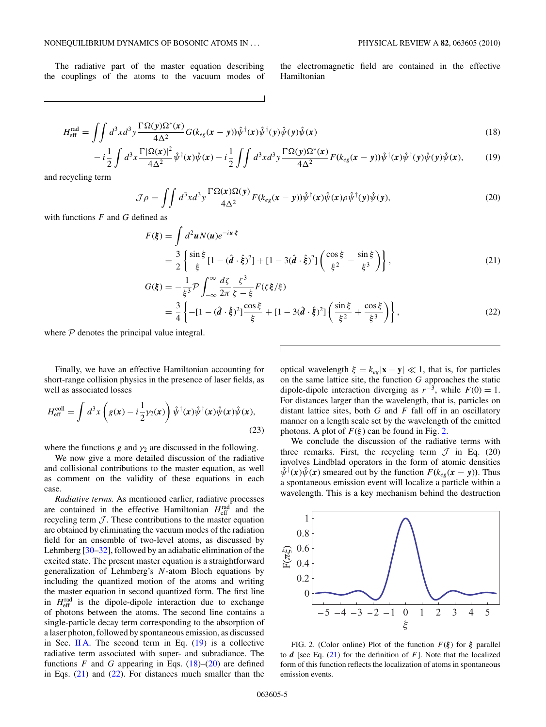The radiative part of the master equation describing the couplings of the atoms to the vacuum modes of the electromagnetic field are contained in the effective Hamiltonian

$$H_{\text{eff}}^{\text{rad}} = \iint d^3x d^3y \frac{\Gamma\Omega(\boldsymbol{y})\Omega^*(\boldsymbol{x})}{4\Delta^2} G(k_{eg}(\boldsymbol{x}-\boldsymbol{y}))\hat{\psi}^\dagger(\boldsymbol{x})\hat{\psi}^\dagger(\boldsymbol{y})\hat{\psi}(\boldsymbol{y})\hat{\psi}(\boldsymbol{x}) \tag{18}$$

$$- i\frac{1}{2}\int d^3x \frac{\Gamma|\Omega(\boldsymbol{x})|^2}{4\Delta^2}\hat{\psi}^\dagger(\boldsymbol{x})\hat{\psi}(\boldsymbol{x}) - i\frac{1}{2}\iint d^3x d^3y \frac{\Gamma\Omega(\boldsymbol{y})\Omega^*(\boldsymbol{x})}{4\Delta^2} F(k_{eg}(\boldsymbol{x}-\boldsymbol{y}))\hat{\psi}^\dagger(\boldsymbol{x})\hat{\psi}^\dagger(\boldsymbol{y})\hat{\psi}(\boldsymbol{y})\hat{\psi}(\boldsymbol{x}), \tag{19}$$

and recycling term

$$\mathcal{J}\rho = \iint d^3x d^3y \frac{\Gamma\Omega(\boldsymbol{x})\Omega(\boldsymbol{y})}{4\Delta^2} F(k_{eg}(\boldsymbol{x}-\boldsymbol{y}))\hat{\psi}^\dagger(\boldsymbol{x})\hat{\psi}(\boldsymbol{x})\rho\hat{\psi}^\dagger(\boldsymbol{y})\hat{\psi}(\boldsymbol{y}), \tag{20}$$

with functions $F$ and $G$ defined as

$$\begin{aligned} F(\boldsymbol{\xi}) &= \int d^2\boldsymbol{u} N(\boldsymbol{u}) e^{-i\boldsymbol{u}\cdot\boldsymbol{\xi}} \\ &= \frac{3}{2}\left\{\frac{\sin\xi}{\xi}[1-(\hat{\boldsymbol{d}}\cdot\hat{\boldsymbol{\xi}})^2] + [1-3(\hat{\boldsymbol{d}}\cdot\hat{\boldsymbol{\xi}})^2]\left(\frac{\cos\xi}{\xi^2} - \frac{\sin\xi}{\xi^3}\right)\right\}, \end{aligned} \tag{21}$$

$$\begin{aligned} G(\boldsymbol{\xi}) &= -\frac{1}{\xi^3}\mathcal{P}\int_{-\infty}^{\infty}\frac{d\zeta}{2\pi}\frac{\zeta^3}{\zeta-\xi}F(\zeta\boldsymbol{\xi}/\xi) \\ &= \frac{3}{4}\left\{-[1-(\hat{\boldsymbol{d}}\cdot\hat{\boldsymbol{\xi}})^2]\frac{\cos\xi}{\xi} + [1-3(\hat{\boldsymbol{d}}\cdot\hat{\boldsymbol{\xi}})^2]\left(\frac{\sin\xi}{\xi^2} + \frac{\cos\xi}{\xi^3}\right)\right\}, \end{aligned} \tag{22}$$

where $\mathcal{P}$ denotes the principal value integral.

Finally, we have an effective Hamiltonian accounting for short-range collision physics in the presence of laser fields, as well as associated losses

$$H_{\text{eff}}^{\text{coll}} = \int d^3x \left(g(\boldsymbol{x}) - i\frac{1}{2}\gamma_2(\boldsymbol{x})\right)\hat{\psi}^\dagger(\boldsymbol{x})\hat{\psi}^\dagger(\boldsymbol{x})\hat{\psi}(\boldsymbol{x})\hat{\psi}(\boldsymbol{x}), \tag{23}$$

where the functions $g$ and $\gamma_2$ are discussed in the following.

We now give a more detailed discussion of the radiative and collisional contributions to the master equation, as well as comment on the validity of these equations in each case.

*Radiative terms.* As mentioned earlier, radiative processes are contained in the effective Hamiltonian $H_{\text{eff}}^{\text{rad}}$ and the recycling term $\mathcal{J}$. These contributions to the master equation are obtained by eliminating the vacuum modes of the radiation field for an ensemble of two-level atoms, as discussed by Lehmberg [30–32], followed by an adiabatic elimination of the excited state. The present master equation is a straightforward generalization of Lehmberg's $N$-atom Bloch equations by including the quantized motion of the atoms and writing the master equation in second quantized form. The first line in $H_{\text{eff}}^{\text{rad}}$ is the dipole-dipole interaction due to exchange of photons between the atoms. The second line contains a single-particle decay term corresponding to the absorption of a laser photon, followed by spontaneous emission, as discussed in Sec. II A. The second term in Eq. (19) is a collective radiative term associated with super- and subradiance. The functions $F$ and $G$ appearing in Eqs. (18)–(20) are defined in Eqs. (21) and (22). For distances much smaller than the optical wavelength $\xi = k_{eg}|\mathbf{x}-\mathbf{y}| \ll 1$, that is, for particles on the same lattice site, the function $G$ approaches the static dipole-dipole interaction diverging as $r^{-3}$, while $F(0) = 1$. For distances larger than the wavelength, that is, particles on distant lattice sites, both $G$ and $F$ fall off in an oscillatory manner on a length scale set by the wavelength of the emitted photons. A plot of $F(\xi)$ can be found in Fig. 2.

We conclude the discussion of the radiative terms with three remarks. First, the recycling term $\mathcal{J}$ in Eq. (20) involves Lindblad operators in the form of atomic densities $\hat{\psi}^\dagger(\boldsymbol{x})\hat{\psi}(\boldsymbol{x})$ smeared out by the function $F(k_{eg}(\boldsymbol{x}-\boldsymbol{y}))$. Thus a spontaneous emission event will localize a particle within a wavelength. This is a key mechanism behind the destruction

FIG. 2. (Color online) Plot of the function $F(\boldsymbol{\xi})$ for $\boldsymbol{\xi}$ parallel to $\boldsymbol{d}$ [see Eq. (21) for the definition of $F$]. Note that the localized form of this function reflects the localization of atoms in spontaneous emission events.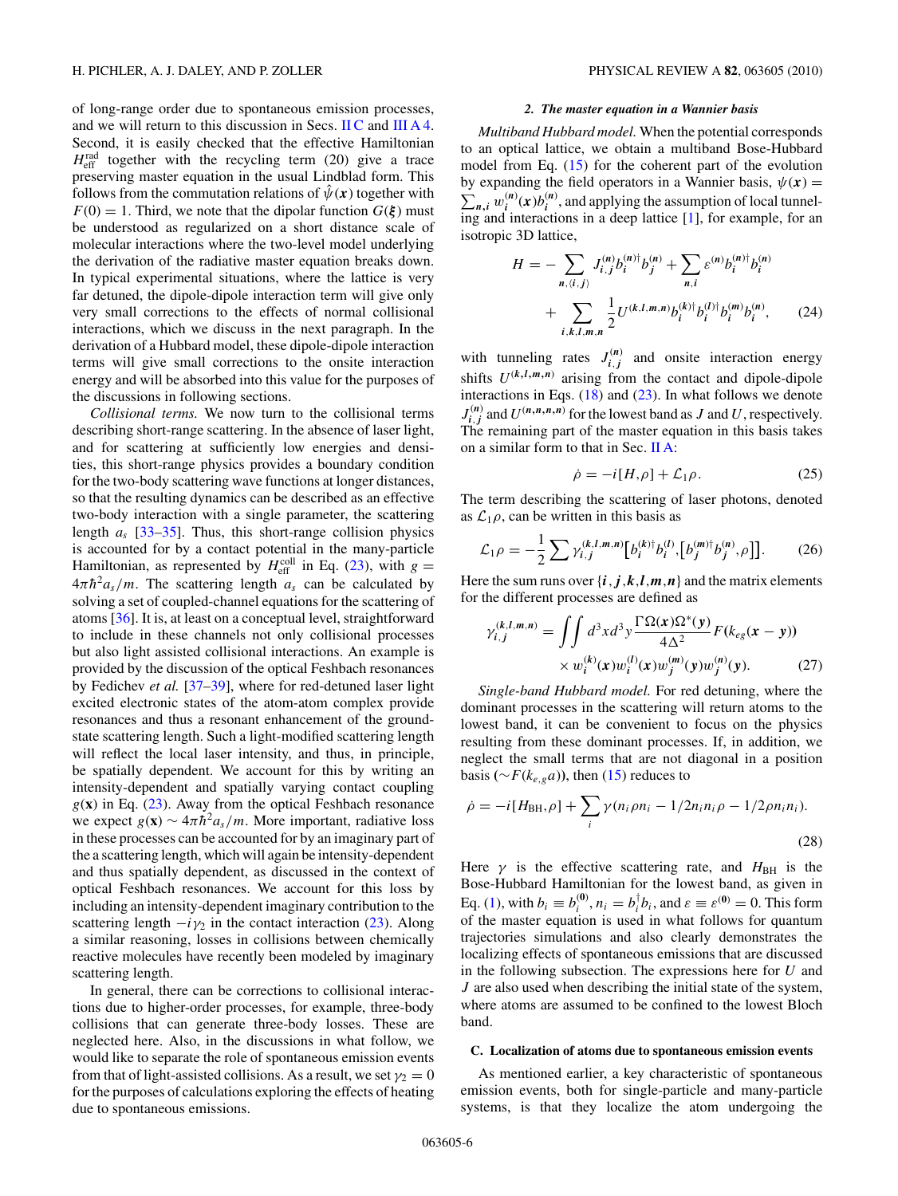of long-range order due to spontaneous emission processes, and we will return to this discussion in Secs. II C and III A 4. Second, it is easily checked that the effective Hamiltonian $H_{\rm eff}^{\rm rad}$ together with the recycling term (20) give a trace preserving master equation in the usual Lindblad form. This follows from the commutation relations of $\hat{\psi}(\boldsymbol{x})$ together with $F(0)=1$. Third, we note that the dipolar function $G(\boldsymbol{\xi})$ must be understood as regularized on a short distance scale of molecular interactions where the two-level model underlying the derivation of the radiative master equation breaks down. In typical experimental situations, where the lattice is very far detuned, the dipole-dipole interaction term will give only very small corrections to the effects of normal collisional interactions, which we discuss in the next paragraph. In the derivation of a Hubbard model, these dipole-dipole interaction terms will give small corrections to the onsite interaction energy and will be absorbed into this value for the purposes of the discussions in following sections.

*Collisional terms.* We now turn to the collisional terms describing short-range scattering. In the absence of laser light, and for scattering at sufficiently low energies and densities, this short-range physics provides a boundary condition for the two-body scattering wave functions at longer distances, so that the resulting dynamics can be described as an effective two-body interaction with a single parameter, the scattering length $a_s$ [33–35]. Thus, this short-range collision physics is accounted for by a contact potential in the many-particle Hamiltonian, as represented by $H_{\rm eff}^{\rm coll}$ in Eq. (23), with $g = 4\pi\hbar^2 a_s/m$. The scattering length $a_s$ can be calculated by solving a set of coupled-channel equations for the scattering of atoms [36]. It is, at least on a conceptual level, straightforward to include in these channels not only collisional processes but also light assisted collisional interactions. An example is provided by the discussion of the optical Feshbach resonances by Fedichev *et al.* [37–39], where for red-detuned laser light excited electronic states of the atom-atom complex provide resonances and thus a resonant enhancement of the ground-state scattering length. Such a light-modified scattering length will reflect the local laser intensity, and thus, in principle, be spatially dependent. We account for this by writing an intensity-dependent and spatially varying contact coupling $g(\mathbf{x})$ in Eq. (23). Away from the optical Feshbach resonance we expect $g(\mathbf{x}) \sim 4\pi\hbar^2 a_s/m$. More important, radiative loss in these processes can be accounted for by an imaginary part of the a scattering length, which will again be intensity-dependent and thus spatially dependent, as discussed in the context of optical Feshbach resonances. We account for this loss by including an intensity-dependent imaginary contribution to the scattering length $-i\gamma_2$ in the contact interaction (23). Along a similar reasoning, losses in collisions between chemically reactive molecules have recently been modeled by imaginary scattering length.

In general, there can be corrections to collisional interactions due to higher-order processes, for example, three-body collisions that can generate three-body losses. These are neglected here. Also, in the discussions in what follow, we would like to separate the role of spontaneous emission events from that of light-assisted collisions. As a result, we set $\gamma_2 = 0$ for the purposes of calculations exploring the effects of heating due to spontaneous emissions.

#### 2. The master equation in a Wannier basis

*Multiband Hubbard model.* When the potential corresponds to an optical lattice, we obtain a multiband Bose-Hubbard model from Eq. (15) for the coherent part of the evolution by expanding the field operators in a Wannier basis, $\psi(\boldsymbol{x}) = \sum_{\boldsymbol{n},i} w_i^{(\boldsymbol{n})}(\boldsymbol{x}) b_i^{(\boldsymbol{n})}$, and applying the assumption of local tunneling and interactions in a deep lattice [1], for example, for an isotropic 3D lattice,

$$
H = -\sum_{\boldsymbol{n},\langle i,j\rangle} J_{i,j}^{(\boldsymbol{n})} b_i^{(\boldsymbol{n})\dagger} b_j^{(\boldsymbol{n})} + \sum_{\boldsymbol{n},i} \varepsilon^{(\boldsymbol{n})} b_i^{(\boldsymbol{n})\dagger} b_i^{(\boldsymbol{n})} + \sum_{i,\boldsymbol{k},\boldsymbol{l},\boldsymbol{m},\boldsymbol{n}} \frac{1}{2} U^{(\boldsymbol{k},\boldsymbol{l},\boldsymbol{m},\boldsymbol{n})} b_i^{(\boldsymbol{k})\dagger} b_i^{(\boldsymbol{l})\dagger} b_i^{(\boldsymbol{m})} b_i^{(\boldsymbol{n})}, \tag{24}
$$

with tunneling rates $J_{i,j}^{(\boldsymbol{n})}$ and onsite interaction energy shifts $U^{(\boldsymbol{k},\boldsymbol{l},\boldsymbol{m},\boldsymbol{n})}$ arising from the contact and dipole-dipole interactions in Eqs. (18) and (23). In what follows we denote $J_{i,j}^{(\boldsymbol{n})}$ and $U^{(\boldsymbol{n},\boldsymbol{n},\boldsymbol{n},\boldsymbol{n})}$ for the lowest band as $J$ and $U$, respectively. The remaining part of the master equation in this basis takes on a similar form to that in Sec. II A:

$$
\dot{\rho} = -i[H,\rho] + \mathcal{L}_1\rho. \tag{25}
$$

The term describing the scattering of laser photons, denoted as $\mathcal{L}_1\rho$, can be written in this basis as

$$
\mathcal{L}_1\rho = -\frac{1}{2}\sum \gamma_{i,j}^{(\boldsymbol{k},\boldsymbol{l},\boldsymbol{m},\boldsymbol{n})}\big[b_i^{(\boldsymbol{k})\dagger} b_i^{(\boldsymbol{l})},\big[b_j^{(\boldsymbol{m})\dagger} b_j^{(\boldsymbol{n})},\rho\big]\big]. \tag{26}
$$

Here the sum runs over $\{\boldsymbol{i},\boldsymbol{j},\boldsymbol{k},\boldsymbol{l},\boldsymbol{m},\boldsymbol{n}\}$ and the matrix elements for the different processes are defined as

$$
\gamma_{i,j}^{(\boldsymbol{k},\boldsymbol{l},\boldsymbol{m},\boldsymbol{n})} = \iint d^3x\, d^3y\, \frac{\Gamma\Omega(\boldsymbol{x})\Omega^*(\boldsymbol{y})}{4\Delta^2} F(k_{eg}(\boldsymbol{x}-\boldsymbol{y})) \times w_i^{(\boldsymbol{k})}(\boldsymbol{x}) w_i^{(\boldsymbol{l})}(\boldsymbol{x}) w_j^{(\boldsymbol{m})}(\boldsymbol{y}) w_j^{(\boldsymbol{n})}(\boldsymbol{y}). \tag{27}
$$

*Single-band Hubbard model.* For red detuning, where the dominant processes in the scattering will return atoms to the lowest band, it can be convenient to focus on the physics resulting from these dominant processes. If, in addition, we neglect the small terms that are not diagonal in a position basis ($\sim F(k_{e,g}a)$), then (15) reduces to

$$
\dot{\rho} = -i[H_{\rm BH},\rho] + \sum_i \gamma(n_i\rho n_i - 1/2 n_i n_i \rho - 1/2 \rho n_i n_i). \tag{28}
$$

Here $\gamma$ is the effective scattering rate, and $H_{\rm BH}$ is the Bose-Hubbard Hamiltonian for the lowest band, as given in Eq. (1), with $b_i \equiv b_i^{(\boldsymbol{0})}$, $n_i = b_i^\dagger b_i$, and $\varepsilon \equiv \varepsilon^{(\boldsymbol{0})} = 0$. This form of the master equation is used in what follows for quantum trajectories simulations and also clearly demonstrates the localizing effects of spontaneous emissions that are discussed in the following subsection. The expressions here for $U$ and $J$ are also used when describing the initial state of the system, where atoms are assumed to be confined to the lowest Bloch band.

### C. Localization of atoms due to spontaneous emission events

As mentioned earlier, a key characteristic of spontaneous emission events, both for single-particle and many-particle systems, is that they localize the atom undergoing the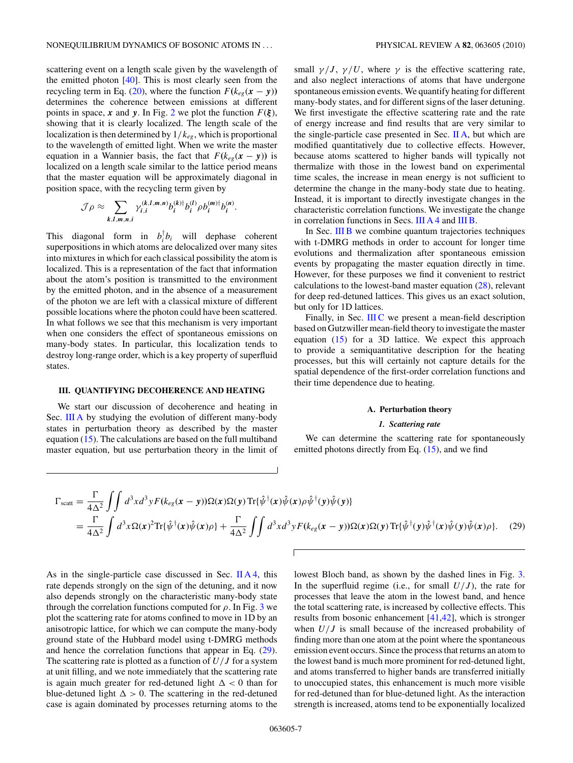scattering event on a length scale given by the wavelength of the emitted photon [40]. This is most clearly seen from the recycling term in Eq. (20), where the function $F(k_{eg}(\boldsymbol{x}-\boldsymbol{y}))$ determines the coherence between emissions at different points in space, $\boldsymbol{x}$ and $\boldsymbol{y}$. In Fig. 2 we plot the function $F(\boldsymbol{\xi})$, showing that it is clearly localized. The length scale of the localization is then determined by $1/k_{eg}$, which is proportional to the wavelength of emitted light. When we write the master equation in a Wannier basis, the fact that $F(k_{eg}(\boldsymbol{x}-\boldsymbol{y}))$ is localized on a length scale similar to the lattice period means that the master equation will be approximately diagonal in position space, with the recycling term given by

$$\mathcal{J}\rho \approx \sum_{k,l,m,n,i} \gamma_{i,i}^{(k,l,m,n)} b_i^{(k)\dagger} b_i^{(l)} \rho b_i^{(m)\dagger} b_i^{(n)}.$$

This diagonal form in $b_i^\dagger b_i$ will dephase coherent superpositions in which atoms are delocalized over many sites into mixtures in which for each classical possibility the atom is localized. This is a representation of the fact that information about the atom's position is transmitted to the environment by the emitted photon, and in the absence of a measurement of the photon we are left with a classical mixture of different possible locations where the photon could have been scattered. In what follows we see that this mechanism is very important when one considers the effect of spontaneous emissions on many-body states. In particular, this localization tends to destroy long-range order, which is a key property of superfluid states.

## III. QUANTIFYING DECOHERENCE AND HEATING

We start our discussion of decoherence and heating in Sec. III A by studying the evolution of different many-body states in perturbation theory as described by the master equation (15). The calculations are based on the full multiband master equation, but use perturbation theory in the limit of small $\gamma/J$, $\gamma/U$, where $\gamma$ is the effective scattering rate, and also neglect interactions of atoms that have undergone spontaneous emission events. We quantify heating for different many-body states, and for different signs of the laser detuning. We first investigate the effective scattering rate and the rate of energy increase and find results that are very similar to the single-particle case presented in Sec. II A, but which are modified quantitatively due to collective effects. However, because atoms scattered to higher bands will typically not thermalize with those in the lowest band on experimental time scales, the increase in mean energy is not sufficient to determine the change in the many-body state due to heating. Instead, it is important to directly investigate changes in the characteristic correlation functions. We investigate the change in correlation functions in Secs. III A 4 and III B.

In Sec. III B we combine quantum trajectories techniques with t-DMRG methods in order to account for longer time evolutions and thermalization after spontaneous emission events by propagating the master equation directly in time. However, for these purposes we find it convenient to restrict calculations to the lowest-band master equation (28), relevant for deep red-detuned lattices. This gives us an exact solution, but only for 1D lattices.

Finally, in Sec. III C we present a mean-field description based on Gutzwiller mean-field theory to investigate the master equation (15) for a 3D lattice. We expect this approach to provide a semiquantitative description for the heating processes, but this will certainly not capture details for the spatial dependence of the first-order correlation functions and their time dependence due to heating.

### A. Perturbation theory

#### *1. Scattering rate*

We can determine the scattering rate for spontaneously emitted photons directly from Eq. (15), and we find

$$\begin{aligned}
\Gamma_{\text{scatt}} &= \frac{\Gamma}{4\Delta^2}\iint d^3x\, d^3y\, F(k_{eg}(\boldsymbol{x}-\boldsymbol{y}))\Omega(\boldsymbol{x})\Omega(\boldsymbol{y})\,\mathrm{Tr}\{\hat{\psi}^\dagger(\boldsymbol{x})\hat{\psi}(\boldsymbol{x})\rho\hat{\psi}^\dagger(\boldsymbol{y})\hat{\psi}(\boldsymbol{y})\} \\
&= \frac{\Gamma}{4\Delta^2}\int d^3x\, \Omega(\boldsymbol{x})^2\mathrm{Tr}\{\hat{\psi}^\dagger(\boldsymbol{x})\hat{\psi}(\boldsymbol{x})\rho\} + \frac{\Gamma}{4\Delta^2}\iint d^3x\, d^3y\, F(k_{eg}(\boldsymbol{x}-\boldsymbol{y}))\Omega(\boldsymbol{x})\Omega(\boldsymbol{y})\,\mathrm{Tr}\{\hat{\psi}^\dagger(\boldsymbol{y})\hat{\psi}^\dagger(\boldsymbol{x})\hat{\psi}(\boldsymbol{y})\hat{\psi}(\boldsymbol{x})\rho\}.
\end{aligned} \quad (29)$$

As in the single-particle case discussed in Sec. II A 4, this rate depends strongly on the sign of the detuning, and it now also depends strongly on the characteristic many-body state through the correlation functions computed for $\rho$. In Fig. 3 we plot the scattering rate for atoms confined to move in 1D by an anisotropic lattice, for which we can compute the many-body ground state of the Hubbard model using t-DMRG methods and hence the correlation functions that appear in Eq. (29). The scattering rate is plotted as a function of $U/J$ for a system at unit filling, and we note immediately that the scattering rate is again much greater for red-detuned light $\Delta < 0$ than for blue-detuned light $\Delta > 0$. The scattering in the red-detuned case is again dominated by processes returning atoms to the lowest Bloch band, as shown by the dashed lines in Fig. 3. In the superfluid regime (i.e., for small $U/J$), the rate for processes that leave the atom in the lowest band, and hence the total scattering rate, is increased by collective effects. This results from bosonic enhancement [41,42], which is stronger when $U/J$ is small because of the increased probability of finding more than one atom at the point where the spontaneous emission event occurs. Since the process that returns an atom to the lowest band is much more prominent for red-detuned light, and atoms transferred to higher bands are transferred initially to unoccupied states, this enhancement is much more visible for red-detuned than for blue-detuned light. As the interaction strength is increased, atoms tend to be exponentially localized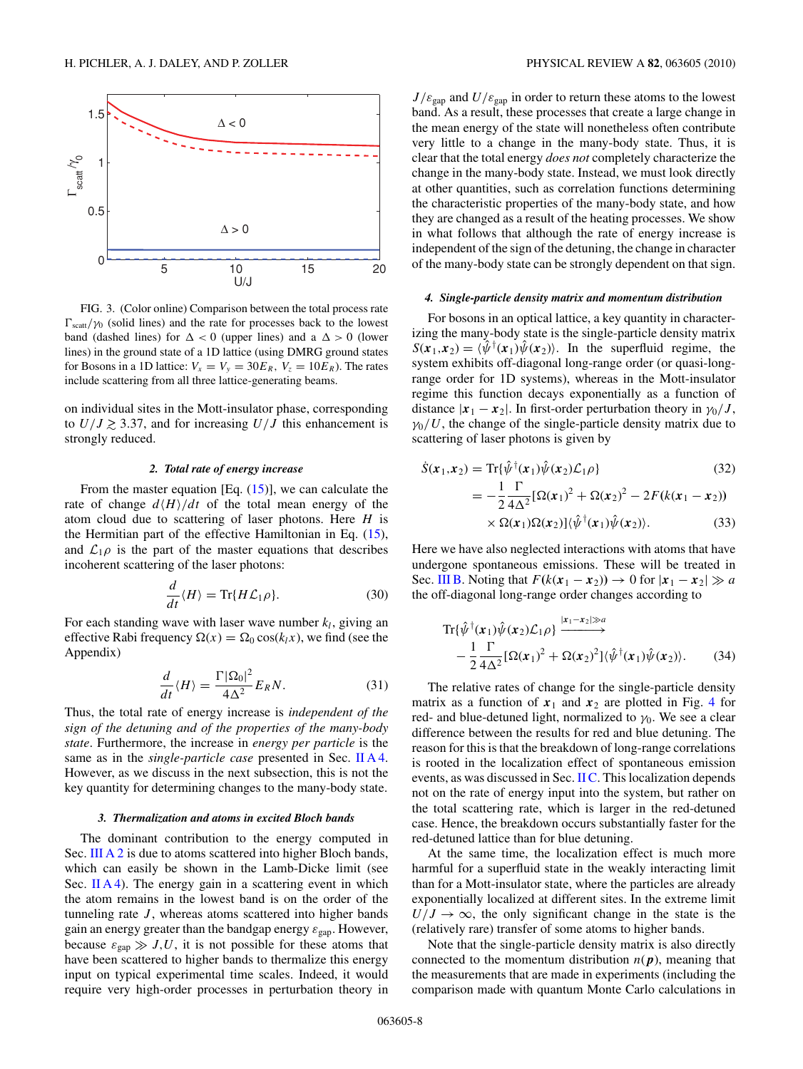FIG. 3. (Color online) Comparison between the total process rate $\Gamma_{\rm scatt}/\gamma_0$ (solid lines) and the rate for processes back to the lowest band (dashed lines) for $\Delta < 0$ (upper lines) and a $\Delta > 0$ (lower lines) in the ground state of a 1D lattice (using DMRG ground states for Bosons in a 1D lattice: $V_x = V_y = 30E_R$, $V_z = 10E_R$). The rates include scattering from all three lattice-generating beams.

on individual sites in the Mott-insulator phase, corresponding to $U/J \gtrsim 3.37$, and for increasing $U/J$ this enhancement is strongly reduced.

#### 2. Total rate of energy increase

From the master equation [Eq. (15)], we can calculate the rate of change $d\langle H\rangle/dt$ of the total mean energy of the atom cloud due to scattering of laser photons. Here $H$ is the Hermitian part of the effective Hamiltonian in Eq. (15), and $\mathcal{L}_1\rho$ is the part of the master equations that describes incoherent scattering of the laser photons:

$$\frac{d}{dt}\langle H\rangle = \mathrm{Tr}\{H\mathcal{L}_1\rho\}. \tag{30}$$

For each standing wave with laser wave number $k_l$, giving an effective Rabi frequency $\Omega(x) = \Omega_0\cos(k_l x)$, we find (see the Appendix)

$$\frac{d}{dt}\langle H\rangle = \frac{\Gamma|\Omega_0|^2}{4\Delta^2}E_R N. \tag{31}$$

Thus, the total rate of energy increase is *independent of the sign of the detuning and of the properties of the many-body state*. Furthermore, the increase in *energy per particle* is the same as in the *single-particle case* presented in Sec. II A 4. However, as we discuss in the next subsection, this is not the key quantity for determining changes to the many-body state.

#### 3. Thermalization and atoms in excited Bloch bands

The dominant contribution to the energy computed in Sec. III A 2 is due to atoms scattered into higher Bloch bands, which can easily be shown in the Lamb-Dicke limit (see Sec. II A 4). The energy gain in a scattering event in which the atom remains in the lowest band is on the order of the tunneling rate $J$, whereas atoms scattered into higher bands gain an energy greater than the bandgap energy $\varepsilon_{\rm gap}$. However, because $\varepsilon_{\rm gap} \gg J,U$, it is not possible for these atoms that have been scattered to higher bands to thermalize this energy input on typical experimental time scales. Indeed, it would require very high-order processes in perturbation theory in $J/\varepsilon_{\rm gap}$ and $U/\varepsilon_{\rm gap}$ in order to return these atoms to the lowest band. As a result, these processes that create a large change in the mean energy of the state will nonetheless often contribute very little to a change in the many-body state. Thus, it is clear that the total energy *does not* completely characterize the change in the many-body state. Instead, we must look directly at other quantities, such as correlation functions determining the characteristic properties of the many-body state, and how they are changed as a result of the heating processes. We show in what follows that although the rate of energy increase is independent of the sign of the detuning, the change in character of the many-body state can be strongly dependent on that sign.

#### 4. Single-particle density matrix and momentum distribution

For bosons in an optical lattice, a key quantity in characterizing the many-body state is the single-particle density matrix $S(\boldsymbol{x}_1,\boldsymbol{x}_2) = \langle\hat{\psi}^\dagger(\boldsymbol{x}_1)\hat{\psi}(\boldsymbol{x}_2)\rangle$. In the superfluid regime, the system exhibits off-diagonal long-range order (or quasi-long-range order for 1D systems), whereas in the Mott-insulator regime this function decays exponentially as a function of distance $|\boldsymbol{x}_1 - \boldsymbol{x}_2|$. In first-order perturbation theory in $\gamma_0/J$, $\gamma_0/U$, the change of the single-particle density matrix due to scattering of laser photons is given by

$$\begin{aligned}\dot{S}(\boldsymbol{x}_1,\boldsymbol{x}_2) &= \mathrm{Tr}\{\hat{\psi}^\dagger(\boldsymbol{x}_1)\hat{\psi}(\boldsymbol{x}_2)\mathcal{L}_1\rho\} &(32)\\ &= -\frac{1}{2}\frac{\Gamma}{4\Delta^2}[\Omega(\boldsymbol{x}_1)^2 + \Omega(\boldsymbol{x}_2)^2 - 2F(k(\boldsymbol{x}_1-\boldsymbol{x}_2))\\ &\quad\times\Omega(\boldsymbol{x}_1)\Omega(\boldsymbol{x}_2)]\langle\hat{\psi}^\dagger(\boldsymbol{x}_1)\hat{\psi}(\boldsymbol{x}_2)\rangle. &(33)\end{aligned}$$

Here we have also neglected interactions with atoms that have undergone spontaneous emissions. These will be treated in Sec. III B. Noting that $F(k(\boldsymbol{x}_1 - \boldsymbol{x}_2)) \to 0$ for $|\boldsymbol{x}_1 - \boldsymbol{x}_2| \gg a$ the off-diagonal long-range order changes according to

$$\begin{aligned}&\mathrm{Tr}\{\hat{\psi}^\dagger(\boldsymbol{x}_1)\hat{\psi}(\boldsymbol{x}_2)\mathcal{L}_1\rho\} \xrightarrow{|\boldsymbol{x}_1-\boldsymbol{x}_2|\gg a}\\ &\quad -\frac{1}{2}\frac{\Gamma}{4\Delta^2}[\Omega(\boldsymbol{x}_1)^2 + \Omega(\boldsymbol{x}_2)^2]\langle\hat{\psi}^\dagger(\boldsymbol{x}_1)\hat{\psi}(\boldsymbol{x}_2)\rangle. \qquad (34)\end{aligned}$$

The relative rates of change for the single-particle density matrix as a function of $\boldsymbol{x}_1$ and $\boldsymbol{x}_2$ are plotted in Fig. 4 for red- and blue-detuned light, normalized to $\gamma_0$. We see a clear difference between the results for red and blue detuning. The reason for this is that the breakdown of long-range correlations is rooted in the localization effect of spontaneous emission events, as was discussed in Sec. II C. This localization depends not on the rate of energy input into the system, but rather on the total scattering rate, which is larger in the red-detuned case. Hence, the breakdown occurs substantially faster for the red-detuned lattice than for blue detuning.

At the same time, the localization effect is much more harmful for a superfluid state in the weakly interacting limit than for a Mott-insulator state, where the particles are already exponentially localized at different sites. In the extreme limit $U/J \to \infty$, the only significant change in the state is the (relatively rare) transfer of some atoms to higher bands.

Note that the single-particle density matrix is also directly connected to the momentum distribution $n(\boldsymbol{p})$, meaning that the measurements that are made in experiments (including the comparison made with quantum Monte Carlo calculations in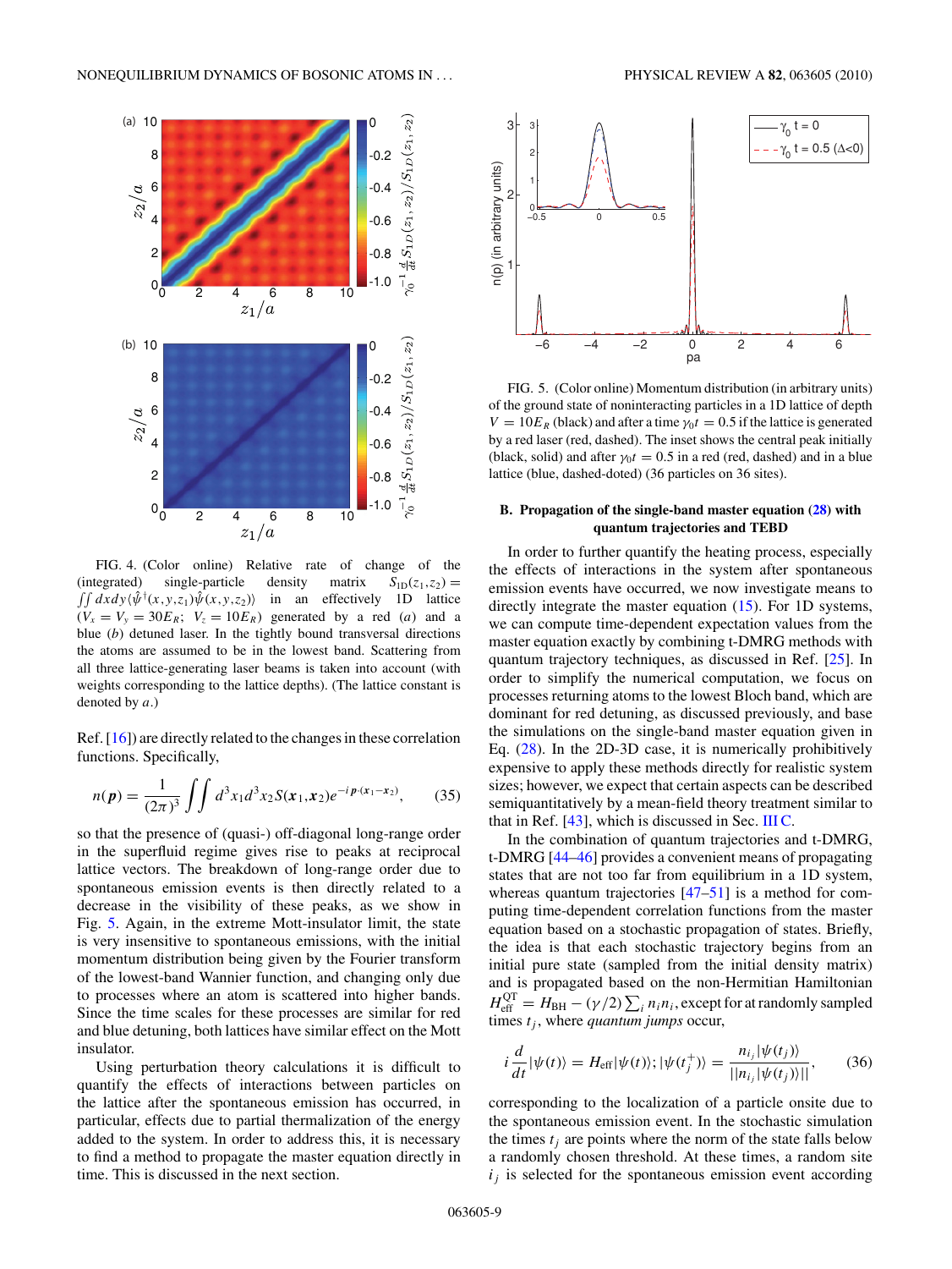FIG. 4. (Color online) Relative rate of change of the (integrated) single-particle density matrix $S_{1D}(z_1,z_2) = \iint dx dy \langle \hat{\psi}^\dagger(x,y,z_1)\hat{\psi}(x,y,z_2)\rangle$ in an effectively 1D lattice ($V_x = V_y = 30E_R$; $V_z = 10E_R$) generated by a red (*a*) and a blue (*b*) detuned laser. In the tightly bound transversal directions the atoms are assumed to be in the lowest band. Scattering from all three lattice-generating laser beams is taken into account (with weights corresponding to the lattice depths). (The lattice constant is denoted by $a$.)

Ref. [16]) are directly related to the changes in these correlation functions. Specifically,

$$n(\boldsymbol{p}) = \frac{1}{(2\pi)^3} \iint d^3x_1 d^3x_2 S(\boldsymbol{x}_1,\boldsymbol{x}_2) e^{-i\boldsymbol{p}\cdot(\boldsymbol{x}_1-\boldsymbol{x}_2)}, \quad (35)$$

so that the presence of (quasi-) off-diagonal long-range order in the superfluid regime gives rise to peaks at reciprocal lattice vectors. The breakdown of long-range order due to spontaneous emission events is then directly related to a decrease in the visibility of these peaks, as we show in Fig. 5. Again, in the extreme Mott-insulator limit, the state is very insensitive to spontaneous emissions, with the initial momentum distribution being given by the Fourier transform of the lowest-band Wannier function, and changing only due to processes where an atom is scattered into higher bands. Since the time scales for these processes are similar for red and blue detuning, both lattices have similar effect on the Mott insulator.

Using perturbation theory calculations it is difficult to quantify the effects of interactions between particles on the lattice after the spontaneous emission has occurred, in particular, effects due to partial thermalization of the energy added to the system. In order to address this, it is necessary to find a method to propagate the master equation directly in time. This is discussed in the next section.

FIG. 5. (Color online) Momentum distribution (in arbitrary units) of the ground state of noninteracting particles in a 1D lattice of depth $V = 10E_R$ (black) and after a time $\gamma_0 t = 0.5$ if the lattice is generated by a red laser (red, dashed). The inset shows the central peak initially (black, solid) and after $\gamma_0 t = 0.5$ in a red (red, dashed) and in a blue lattice (blue, dashed-doted) (36 particles on 36 sites).

### B. Propagation of the single-band master equation (28) with quantum trajectories and TEBD

In order to further quantify the heating process, especially the effects of interactions in the system after spontaneous emission events have occurred, we now investigate means to directly integrate the master equation (15). For 1D systems, we can compute time-dependent expectation values from the master equation exactly by combining t-DMRG methods with quantum trajectory techniques, as discussed in Ref. [25]. In order to simplify the numerical computation, we focus on processes returning atoms to the lowest Bloch band, which are dominant for red detuning, as discussed previously, and base the simulations on the single-band master equation given in Eq. (28). In the 2D-3D case, it is numerically prohibitively expensive to apply these methods directly for realistic system sizes; however, we expect that certain aspects can be described semiquantitatively by a mean-field theory treatment similar to that in Ref. [43], which is discussed in Sec. III C.

In the combination of quantum trajectories and t-DMRG, t-DMRG [44–46] provides a convenient means of propagating states that are not too far from equilibrium in a 1D system, whereas quantum trajectories [47–51] is a method for computing time-dependent correlation functions from the master equation based on a stochastic propagation of states. Briefly, the idea is that each stochastic trajectory begins from an initial pure state (sampled from the initial density matrix) and is propagated based on the non-Hermitian Hamiltonian $H_{\rm eff}^{\rm QT} = H_{\rm BH} - (\gamma/2)\sum_i n_i n_i$, except for at randomly sampled times $t_j$, where *quantum jumps* occur,

$$i\frac{d}{dt}|\psi(t)\rangle = H_{\rm eff}|\psi(t)\rangle; |\psi(t_j^+)\rangle = \frac{n_{i_j}|\psi(t_j)\rangle}{||n_{i_j}|\psi(t_j)\rangle||}, \quad (36)$$

corresponding to the localization of a particle onsite due to the spontaneous emission event. In the stochastic simulation the times $t_j$ are points where the norm of the state falls below a randomly chosen threshold. At these times, a random site $i_j$ is selected for the spontaneous emission event according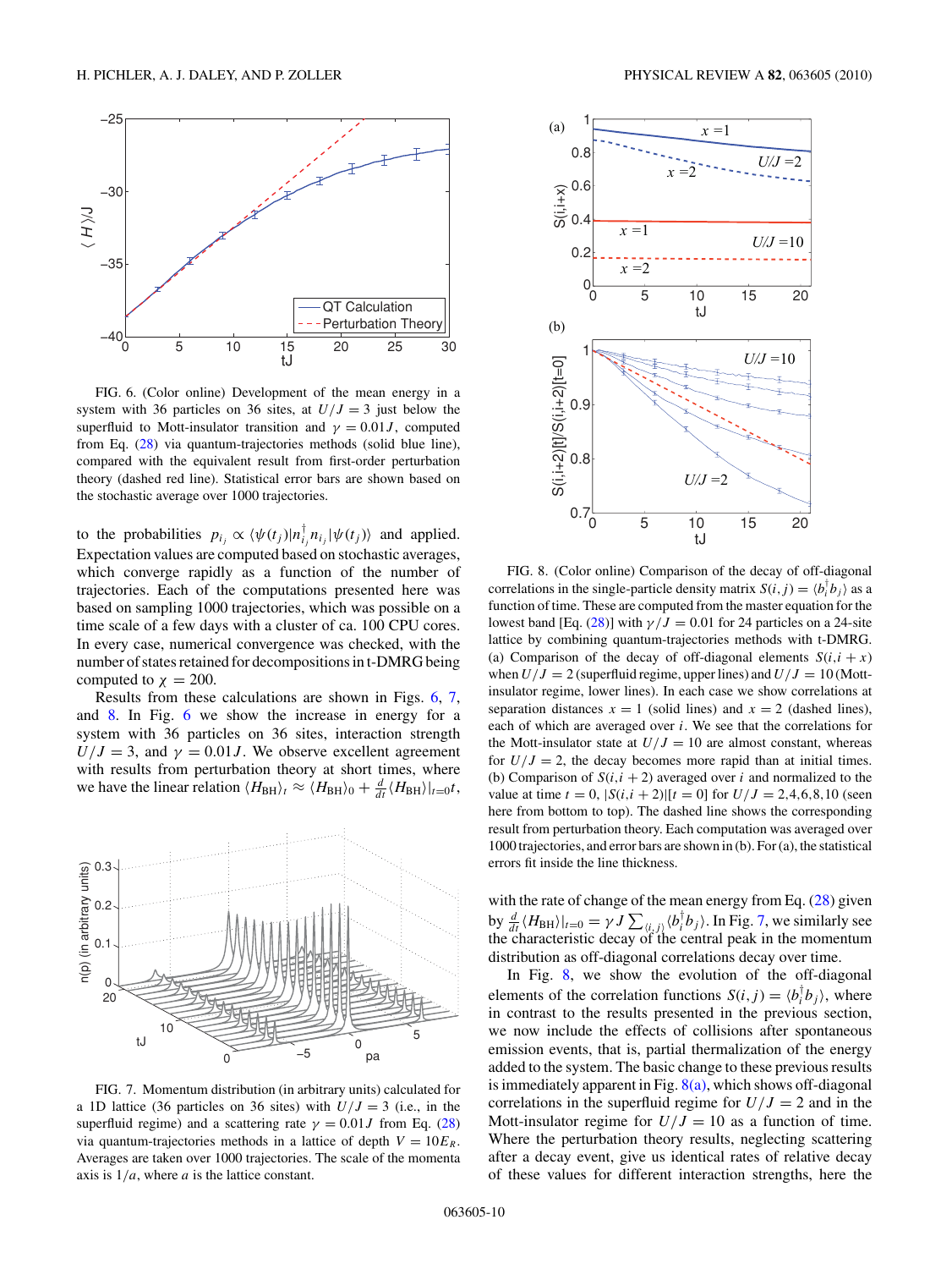FIG. 6. (Color online) Development of the mean energy in a system with 36 particles on 36 sites, at $U/J = 3$ just below the superfluid to Mott-insulator transition and $\gamma = 0.01J$, computed from Eq. (28) via quantum-trajectories methods (solid blue line), compared with the equivalent result from first-order perturbation theory (dashed red line). Statistical error bars are shown based on the stochastic average over 1000 trajectories.

to the probabilities $p_{i_j} \propto \langle\psi(t_j)|n_{i_j}^\dagger n_{i_j}|\psi(t_j)\rangle$ and applied. Expectation values are computed based on stochastic averages, which converge rapidly as a function of the number of trajectories. Each of the computations presented here was based on sampling 1000 trajectories, which was possible on a time scale of a few days with a cluster of ca. 100 CPU cores. In every case, numerical convergence was checked, with the number of states retained for decompositions in t-DMRG being computed to $\chi = 200$.

Results from these calculations are shown in Figs. 6, 7, and 8. In Fig. 6 we show the increase in energy for a system with 36 particles on 36 sites, interaction strength $U/J = 3$, and $\gamma = 0.01J$. We observe excellent agreement with results from perturbation theory at short times, where we have the linear relation $\langle H_{\rm BH}\rangle_t \approx \langle H_{\rm BH}\rangle_0 + \frac{d}{dt}\langle H_{\rm BH}\rangle|_{t=0} t$, with the rate of change of the mean energy from Eq. (28) given by $\frac{d}{dt}\langle H_{\rm BH}\rangle|_{t=0} = \gamma J \sum_{\langle i,j\rangle}\langle b_i^\dagger b_j\rangle$. In Fig. 7, we similarly see the characteristic decay of the central peak in the momentum distribution as off-diagonal correlations decay over time.

FIG. 7. Momentum distribution (in arbitrary units) calculated for a 1D lattice (36 particles on 36 sites) with $U/J = 3$ (i.e., in the superfluid regime) and a scattering rate $\gamma = 0.01J$ from Eq. (28) via quantum-trajectories methods in a lattice of depth $V = 10E_R$. Averages are taken over 1000 trajectories. The scale of the momenta axis is $1/a$, where $a$ is the lattice constant.

FIG. 8. (Color online) Comparison of the decay of off-diagonal correlations in the single-particle density matrix $S(i,j) = \langle b_i^\dagger b_j\rangle$ as a function of time. These are computed from the master equation for the lowest band [Eq. (28)] with $\gamma/J = 0.01$ for 24 particles on a 24-site lattice by combining quantum-trajectories methods with t-DMRG. (a) Comparison of the decay of off-diagonal elements $S(i,i+x)$ when $U/J = 2$ (superfluid regime, upper lines) and $U/J = 10$ (Mott-insulator regime, lower lines). In each case we show correlations at separation distances $x = 1$ (solid lines) and $x = 2$ (dashed lines), each of which are averaged over $i$. We see that the correlations for the Mott-insulator state at $U/J = 10$ are almost constant, whereas for $U/J = 2$, the decay becomes more rapid than at initial times. (b) Comparison of $S(i,i+2)$ averaged over $i$ and normalized to the value at time $t = 0$, $|S(i,i+2)|[t = 0]$ for $U/J = 2,4,6,8,10$ (seen here from bottom to top). The dashed line shows the corresponding result from perturbation theory. Each computation was averaged over 1000 trajectories, and error bars are shown in (b). For (a), the statistical errors fit inside the line thickness.

In Fig. 8, we show the evolution of the off-diagonal elements of the correlation functions $S(i,j) = \langle b_i^\dagger b_j\rangle$, where in contrast to the results presented in the previous section, we now include the effects of collisions after spontaneous emission events, that is, partial thermalization of the energy added to the system. The basic change to these previous results is immediately apparent in Fig. 8(a), which shows off-diagonal correlations in the superfluid regime for $U/J = 2$ and in the Mott-insulator regime for $U/J = 10$ as a function of time. Where the perturbation theory results, neglecting scattering after a decay event, give us identical rates of relative decay of these values for different interaction strengths, here the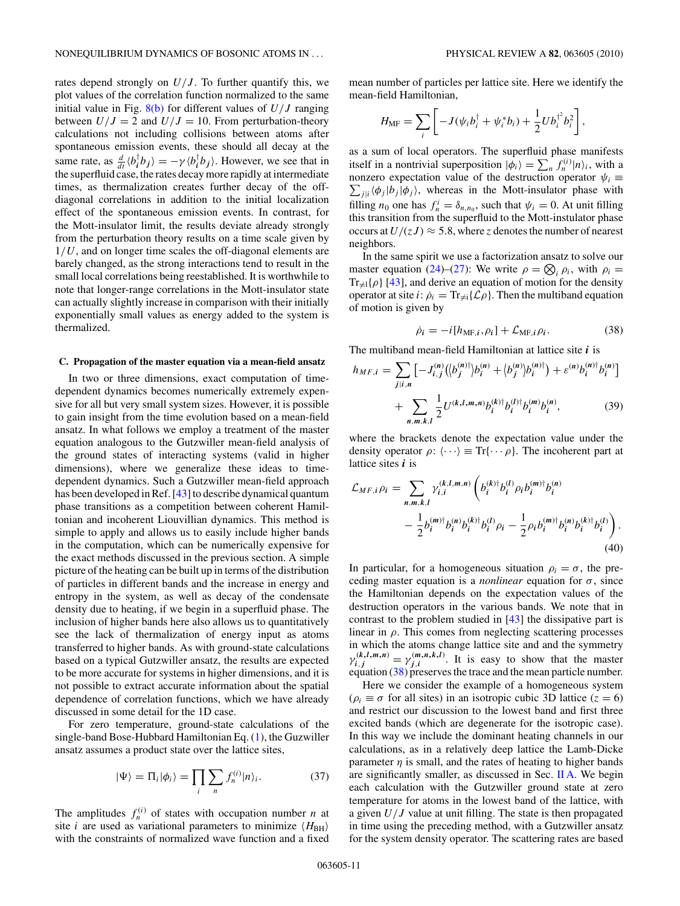rates depend strongly on $U/J$. To further quantify this, we plot values of the correlation function normalized to the same initial value in Fig. 8(b) for different values of $U/J$ ranging between $U/J = 2$ and $U/J = 10$. From perturbation-theory calculations not including collisions between atoms after spontaneous emission events, these should all decay at the same rate, as $\frac{d}{dt}\langle b_i^\dagger b_j\rangle = -\gamma\langle b_i^\dagger b_j\rangle$. However, we see that in the superfluid case, the rates decay more rapidly at intermediate times, as thermalization creates further decay of the off-diagonal correlations in addition to the initial localization effect of the spontaneous emission events. In contrast, for the Mott-insulator limit, the results deviate already strongly from the perturbation theory results on a time scale given by $1/U$, and on longer time scales the off-diagonal elements are barely changed, as the strong interactions tend to result in the small local correlations being reestablished. It is worthwhile to note that longer-range correlations in the Mott-insulator state can actually slightly increase in comparison with their initially exponentially small values as energy added to the system is thermalized.

### C. Propagation of the master equation via a mean-field ansatz

In two or three dimensions, exact computation of time-dependent dynamics becomes numerically extremely expensive for all but very small system sizes. However, it is possible to gain insight from the time evolution based on a mean-field ansatz. In what follows we employ a treatment of the master equation analogous to the Gutzwiller mean-field analysis of the ground states of interacting systems (valid in higher dimensions), where we generalize these ideas to time-dependent dynamics. Such a Gutzwiller mean-field approach has been developed in Ref. [43] to describe dynamical quantum phase transitions as a competition between coherent Hamiltonian and incoherent Liouvillian dynamics. This method is simple to apply and allows us to easily include higher bands in the computation, which can be numerically expensive for the exact methods discussed in the previous section. A simple picture of the heating can be built up in terms of the distribution of particles in different bands and the increase in energy and entropy in the system, as well as decay of the condensate density due to heating, if we begin in a superfluid phase. The inclusion of higher bands here also allows us to quantitatively see the lack of thermalization of energy input as atoms transferred to higher bands. As with ground-state calculations based on a typical Gutzwiller ansatz, the results are expected to be more accurate for systems in higher dimensions, and it is not possible to extract accurate information about the spatial dependence of correlation functions, which we have already discussed in some detail for the 1D case.

For zero temperature, ground-state calculations of the single-band Bose-Hubbard Hamiltonian Eq. (1), the Guzwiller ansatz assumes a product state over the lattice sites,

$$|\Psi\rangle = \Pi_i|\phi_i\rangle = \prod_i \sum_n f_n^{(i)}|n\rangle_i. \tag{37}$$

The amplitudes $f_n^{(i)}$ of states with occupation number $n$ at site $i$ are used as variational parameters to minimize $\langle H_{\rm BH}\rangle$ with the constraints of normalized wave function and a fixed mean number of particles per lattice site. Here we identify the mean-field Hamiltonian,

$$H_{\rm MF} = \sum_i \left[-J(\psi_i b_i^\dagger + \psi_i^* b_i) + \frac{1}{2}U b_i^{\dagger^2} b_i^2\right],$$

as a sum of local operators. The superfluid phase manifests itself in a nontrivial superposition $|\phi_i\rangle = \sum_n f_n^{(i)}|n\rangle_i$, with a nonzero expectation value of the destruction operator $\psi_i \equiv \sum_{j|i}\langle\phi_j|b_j|\phi_j\rangle$, whereas in the Mott-insulator phase with filling $n_0$ one has $f_n^i = \delta_{n,n_0}$, such that $\psi_i = 0$. At unit filling this transition from the superfluid to the Mott-instulator phase occurs at $U/(zJ) \approx 5.8$, where $z$ denotes the number of nearest neighbors.

In the same spirit we use a factorization ansatz to solve our master equation (24)–(27): We write $\rho = \bigotimes_i \rho_i$, with $\rho_i = {\rm Tr}_{\neq i}\{\rho\}$ [43], and derive an equation of motion for the density operator at site $i$: $\dot\rho_i = {\rm Tr}_{\neq i}\{\mathcal{L}\rho\}$. Then the multiband equation of motion is given by

$$\dot\rho_i = -i[h_{{\rm MF},i},\rho_i] + \mathcal{L}_{{\rm MF},i}\rho_i. \tag{38}$$

The multiband mean-field Hamiltonian at lattice site $\boldsymbol{i}$ is

$$h_{MF,i} = \sum_{j|i,n}\left[-J_{i,j}^{(n)}\left(\langle b_j^{(n)\dagger}\rangle b_i^{(n)} + \langle b_j^{(n)}\rangle b_i^{(n)\dagger}\right) + \varepsilon^{(n)} b_i^{(n)\dagger} b_i^{(n)}\right] + \sum_{n,m,k,l}\frac{1}{2}U^{(k,l,m,n)} b_i^{(k)\dagger} b_i^{(l)\dagger} b_i^{(m)} b_i^{(n)}, \tag{39}$$

where the brackets denote the expectation value under the density operator $\rho$: $\langle\cdots\rangle \equiv {\rm Tr}\{\cdots\rho\}$. The incoherent part at lattice sites $\boldsymbol{i}$ is

$$\mathcal{L}_{MF,i}\rho_i = \sum_{n,m,k,l}\gamma_{i,i}^{(k,l,m,n)}\left(b_i^{(k)\dagger} b_i^{(l)}\rho_i b_i^{(m)\dagger} b_i^{(n)} - \frac{1}{2} b_i^{(m)\dagger} b_i^{(n)} b_i^{(k)\dagger} b_i^{(l)}\rho_i - \frac{1}{2}\rho_i b_i^{(m)\dagger} b_i^{(n)} b_i^{(k)\dagger} b_i^{(l)}\right). \tag{40}$$

In particular, for a homogeneous situation $\rho_i = \sigma$, the preceding master equation is a *nonlinear* equation for $\sigma$, since the Hamiltonian depends on the expectation values of the destruction operators in the various bands. We note that in contrast to the problem studied in [43] the dissipative part is linear in $\rho$. This comes from neglecting scattering processes in which the atoms change lattice site and the symmetry $\gamma_{i,j}^{(k,l,m,n)} = \gamma_{j,i}^{(m,n,k,l)}$. It is easy to show that the master equation (38) preserves the trace and the mean particle number.

Here we consider the example of a homogeneous system ($\rho_i \equiv \sigma$ for all sites) in an isotropic cubic 3D lattice ($z = 6$) and restrict our discussion to the lowest band and first three excited bands (which are degenerate for the isotropic case). In this way we include the dominant heating channels in our calculations, as in a relatively deep lattice the Lamb-Dicke parameter $\eta$ is small, and the rates of heating to higher bands are significantly smaller, as discussed in Sec. II A. We begin each calculation with the Gutzwiller ground state at zero temperature for atoms in the lowest band of the lattice, with a given $U/J$ value at unit filling. The state is then propagated in time using the preceding method, with a Gutzwiller ansatz for the system density operator. The scattering rates are based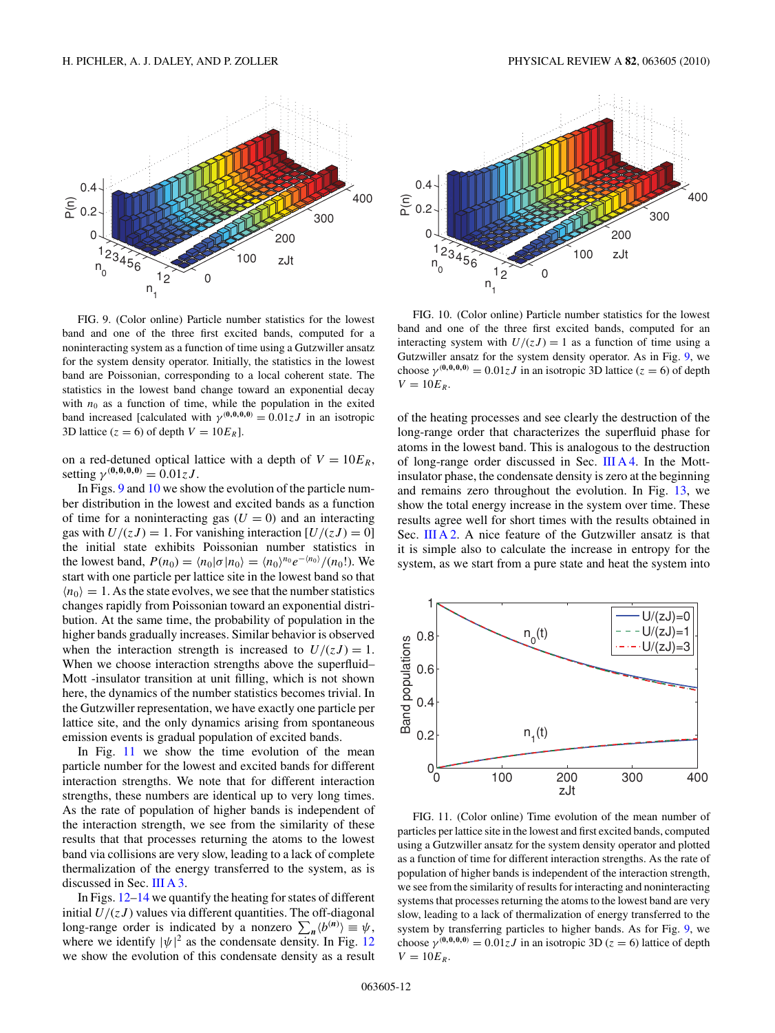FIG. 9. (Color online) Particle number statistics for the lowest band and one of the three first excited bands, computed for a noninteracting system as a function of time using a Gutzwiller ansatz for the system density operator. Initially, the statistics in the lowest band are Poissonian, corresponding to a local coherent state. The statistics in the lowest band change toward an exponential decay with $n_0$ as a function of time, while the population in the exited band increased [calculated with $\gamma^{(0,0,0,0)} = 0.01zJ$ in an isotropic 3D lattice ($z = 6$) of depth $V = 10E_R$].

FIG. 10. (Color online) Particle number statistics for the lowest band and one of the three first excited bands, computed for an interacting system with $U/(zJ) = 1$ as a function of time using a Gutzwiller ansatz for the system density operator. As in Fig. 9, we choose $\gamma^{(0,0,0,0)} = 0.01zJ$ in an isotropic 3D lattice ($z = 6$) of depth $V = 10E_R$.

on a red-detuned optical lattice with a depth of $V = 10E_R$, setting $\gamma^{(0,0,0,0)} = 0.01zJ$.

In Figs. 9 and 10 we show the evolution of the particle number distribution in the lowest and excited bands as a function of time for a noninteracting gas ($U = 0$) and an interacting gas with $U/(zJ) = 1$. For vanishing interaction [$U/(zJ) = 0$] the initial state exhibits Poissonian number statistics in the lowest band, $P(n_0) = \langle n_0|\sigma|n_0\rangle = \langle n_0\rangle^{n_0} e^{-\langle n_0\rangle}/(n_0!)$. We start with one particle per lattice site in the lowest band so that $\langle n_0\rangle = 1$. As the state evolves, we see that the number statistics changes rapidly from Poissonian toward an exponential distribution. At the same time, the probability of population in the higher bands gradually increases. Similar behavior is observed when the interaction strength is increased to $U/(zJ) = 1$. When we choose interaction strengths above the superfluid–Mott -insulator transition at unit filling, which is not shown here, the dynamics of the number statistics becomes trivial. In the Gutzwiller representation, we have exactly one particle per lattice site, and the only dynamics arising from spontaneous emission events is gradual population of excited bands.

In Fig. 11 we show the time evolution of the mean particle number for the lowest and excited bands for different interaction strengths. We note that for different interaction strengths, these numbers are identical up to very long times. As the rate of population of higher bands is independent of the interaction strength, we see from the similarity of these results that that processes returning the atoms to the lowest band via collisions are very slow, leading to a lack of complete thermalization of the energy transferred to the system, as is discussed in Sec. III A 3.

In Figs. 12–14 we quantify the heating for states of different initial $U/(zJ)$ values via different quantities. The off-diagonal long-range order is indicated by a nonzero $\sum_{\mathbf{n}}\langle b^{(\mathbf{n})}\rangle \equiv \psi$, where we identify $|\psi|^2$ as the condensate density. In Fig. 12 we show the evolution of this condensate density as a result of the heating processes and see clearly the destruction of the long-range order that characterizes the superfluid phase for atoms in the lowest band. This is analogous to the destruction of long-range order discussed in Sec. III A 4. In the Mott-insulator phase, the condensate density is zero at the beginning and remains zero throughout the evolution. In Fig. 13, we show the total energy increase in the system over time. These results agree well for short times with the results obtained in Sec. III A 2. A nice feature of the Gutzwiller ansatz is that it is simple also to calculate the increase in entropy for the system, as we start from a pure state and heat the system into

FIG. 11. (Color online) Time evolution of the mean number of particles per lattice site in the lowest and first excited bands, computed using a Gutzwiller ansatz for the system density operator and plotted as a function of time for different interaction strengths. As the rate of population of higher bands is independent of the interaction strength, we see from the similarity of results for interacting and noninteracting systems that processes returning the atoms to the lowest band are very slow, leading to a lack of thermalization of energy transferred to the system by transferring particles to higher bands. As for Fig. 9, we choose $\gamma^{(0,0,0,0)} = 0.01zJ$ in an isotropic 3D ($z = 6$) lattice of depth $V = 10E_R$.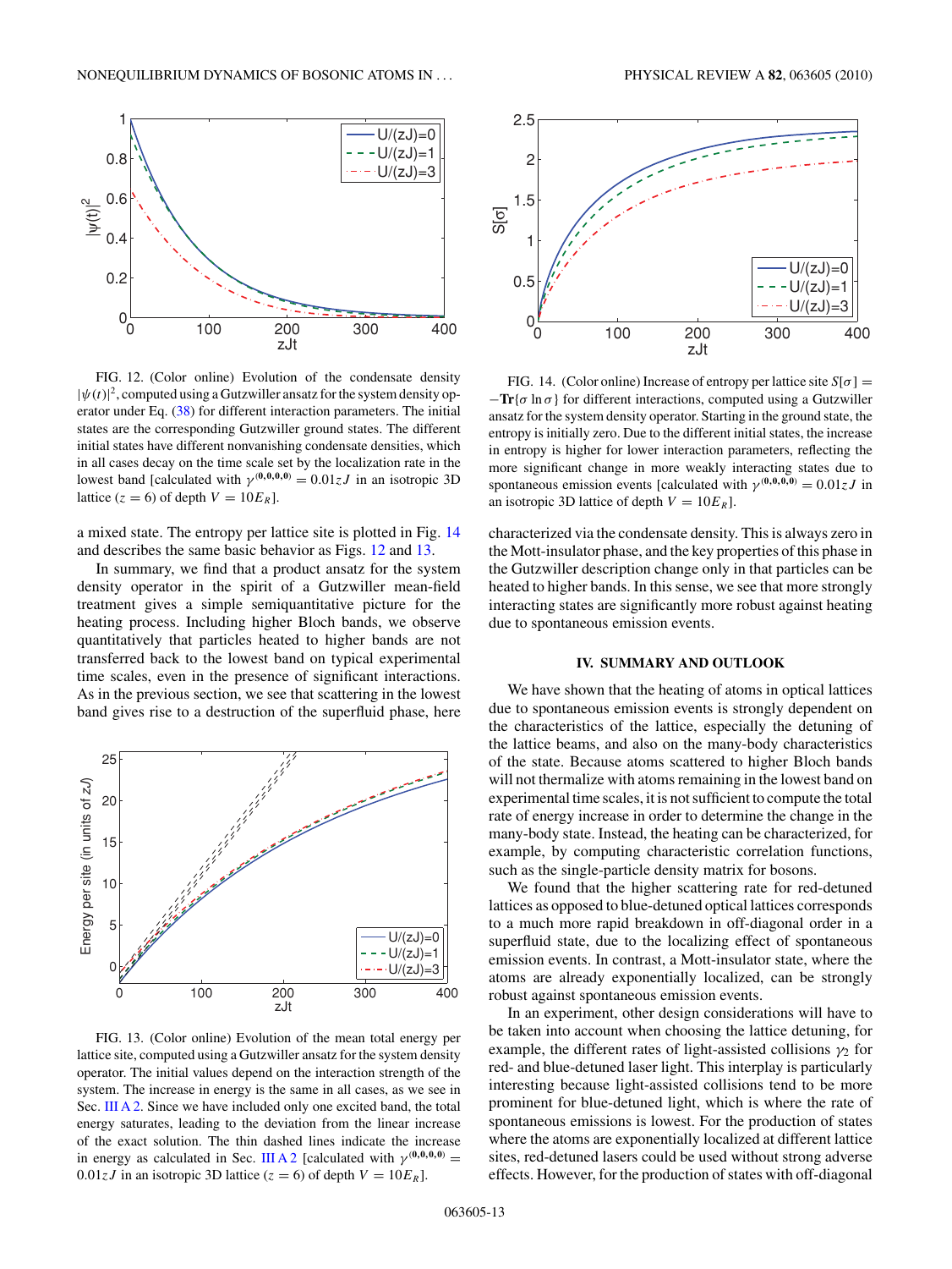FIG. 12. (Color online) Evolution of the condensate density $|\psi(t)|^2$, computed using a Gutzwiller ansatz for the system density operator under Eq. (38) for different interaction parameters. The initial states are the corresponding Gutzwiller ground states. The different initial states have different nonvanishing condensate densities, which in all cases decay on the time scale set by the localization rate in the lowest band [calculated with $\gamma^{(\mathbf{0},\mathbf{0},\mathbf{0},\mathbf{0})} = 0.01zJ$ in an isotropic 3D lattice ($z = 6$) of depth $V = 10E_R$].

FIG. 14. (Color online) Increase of entropy per lattice site $S[\sigma] = -\mathbf{Tr}\{\sigma \ln \sigma\}$ for different interactions, computed using a Gutzwiller ansatz for the system density operator. Starting in the ground state, the entropy is initially zero. Due to the different initial states, the increase in entropy is higher for lower interaction parameters, reflecting the more significant change in more weakly interacting states due to spontaneous emission events [calculated with $\gamma^{(\mathbf{0},\mathbf{0},\mathbf{0},\mathbf{0})} = 0.01zJ$ in an isotropic 3D lattice of depth $V = 10E_R$].

a mixed state. The entropy per lattice site is plotted in Fig. 14 and describes the same basic behavior as Figs. 12 and 13.

In summary, we find that a product ansatz for the system density operator in the spirit of a Gutzwiller mean-field treatment gives a simple semiquantitative picture for the heating process. Including higher Bloch bands, we observe quantitatively that particles heated to higher bands are not transferred back to the lowest band on typical experimental time scales, even in the presence of significant interactions. As in the previous section, we see that scattering in the lowest band gives rise to a destruction of the superfluid phase, here characterized via the condensate density. This is always zero in the Mott-insulator phase, and the key properties of this phase in the Gutzwiller description change only in that particles can be heated to higher bands. In this sense, we see that more strongly interacting states are significantly more robust against heating due to spontaneous emission events.

FIG. 13. (Color online) Evolution of the mean total energy per lattice site, computed using a Gutzwiller ansatz for the system density operator. The initial values depend on the interaction strength of the system. The increase in energy is the same in all cases, as we see in Sec. III A 2. Since we have included only one excited band, the total energy saturates, leading to the deviation from the linear increase of the exact solution. The thin dashed lines indicate the increase in energy as calculated in Sec. III A 2 [calculated with $\gamma^{(\mathbf{0},\mathbf{0},\mathbf{0},\mathbf{0})} = 0.01zJ$ in an isotropic 3D lattice ($z = 6$) of depth $V = 10E_R$].

## IV. SUMMARY AND OUTLOOK

We have shown that the heating of atoms in optical lattices due to spontaneous emission events is strongly dependent on the characteristics of the lattice, especially the detuning of the lattice beams, and also on the many-body characteristics of the state. Because atoms scattered to higher Bloch bands will not thermalize with atoms remaining in the lowest band on experimental time scales, it is not sufficient to compute the total rate of energy increase in order to determine the change in the many-body state. Instead, the heating can be characterized, for example, by computing characteristic correlation functions, such as the single-particle density matrix for bosons.

We found that the higher scattering rate for red-detuned lattices as opposed to blue-detuned optical lattices corresponds to a much more rapid breakdown in off-diagonal order in a superfluid state, due to the localizing effect of spontaneous emission events. In contrast, a Mott-insulator state, where the atoms are already exponentially localized, can be strongly robust against spontaneous emission events.

In an experiment, other design considerations will have to be taken into account when choosing the lattice detuning, for example, the different rates of light-assisted collisions $\gamma_2$ for red- and blue-detuned laser light. This interplay is particularly interesting because light-assisted collisions tend to be more prominent for blue-detuned light, which is where the rate of spontaneous emissions is lowest. For the production of states where the atoms are exponentially localized at different lattice sites, red-detuned lasers could be used without strong adverse effects. However, for the production of states with off-diagonal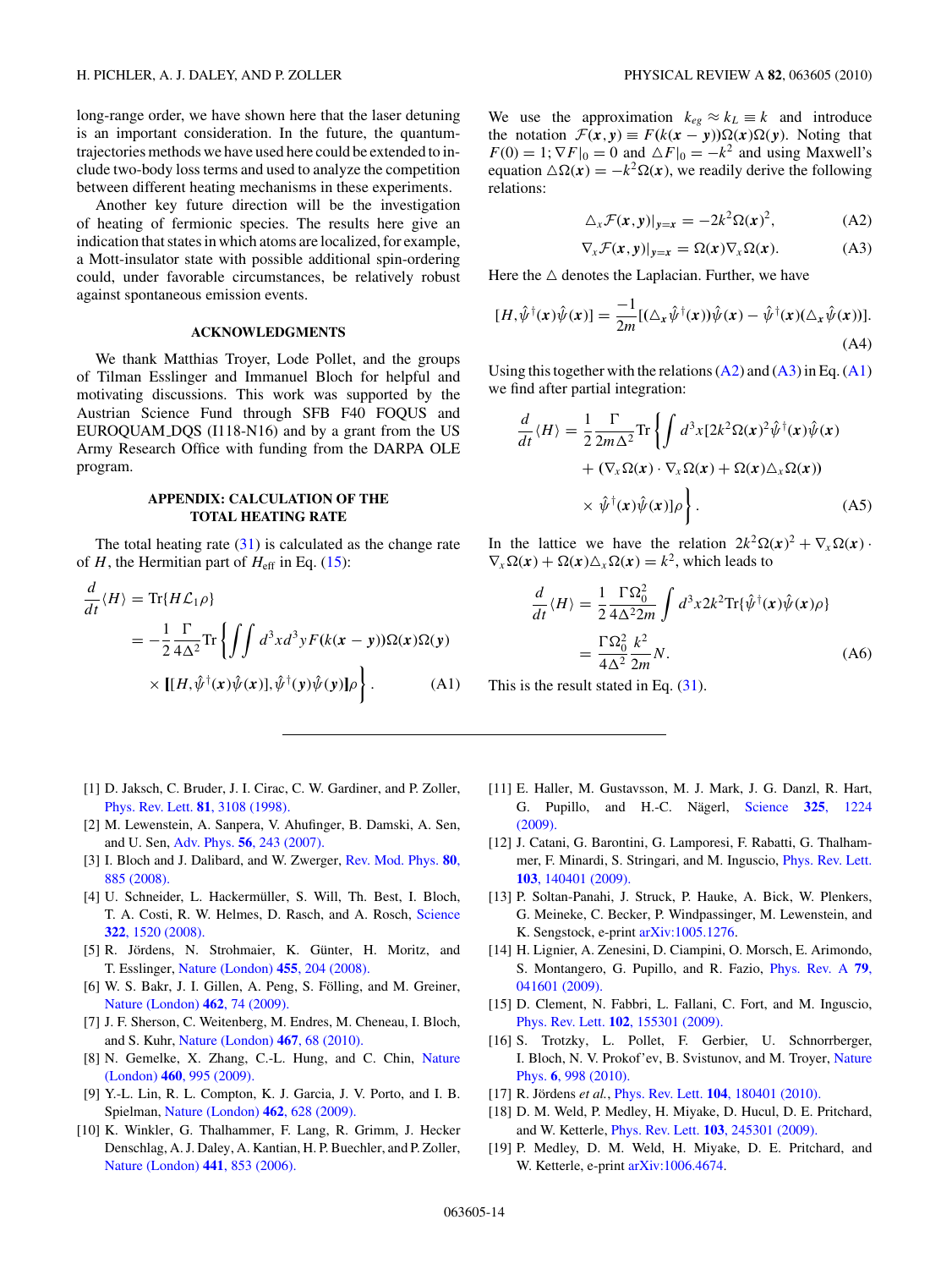long-range order, we have shown here that the laser detuning is an important consideration. In the future, the quantum-trajectories methods we have used here could be extended to include two-body loss terms and used to analyze the competition between different heating mechanisms in these experiments.

Another key future direction will be the investigation of heating of fermionic species. The results here give an indication that states in which atoms are localized, for example, a Mott-insulator state with possible additional spin-ordering could, under favorable circumstances, be relatively robust against spontaneous emission events.

## ACKNOWLEDGMENTS

We thank Matthias Troyer, Lode Pollet, and the groups of Tilman Esslinger and Immanuel Bloch for helpful and motivating discussions. This work was supported by the Austrian Science Fund through SFB F40 FOQUS and EUROQUAM_DQS (I118-N16) and by a grant from the US Army Research Office with funding from the DARPA OLE program.

## APPENDIX: CALCULATION OF THE TOTAL HEATING RATE

The total heating rate (31) is calculated as the change rate of $H$, the Hermitian part of $H_{\rm eff}$ in Eq. (15):

$$
\begin{aligned}
\frac{d}{dt}\langle H\rangle &= \mathrm{Tr}\{H\mathcal{L}_1\rho\} \\
&= -\frac{1}{2}\frac{\Gamma}{4\Delta^2}\mathrm{Tr}\left\{\iint d^3x\,d^3y\,F(k(\boldsymbol{x}-\boldsymbol{y}))\Omega(\boldsymbol{x})\Omega(\boldsymbol{y}) \right. \\
&\quad \left. \times [[H,\hat{\psi}^\dagger(\boldsymbol{x})\hat{\psi}(\boldsymbol{x})],\hat{\psi}^\dagger(\boldsymbol{y})\hat{\psi}(\boldsymbol{y})]\rho\right\}. \qquad \text{(A1)}
\end{aligned}
$$

We use the approximation $k_{eg}\approx k_L\equiv k$ and introduce the notation $\mathcal{F}(\boldsymbol{x},\boldsymbol{y})\equiv F(k(\boldsymbol{x}-\boldsymbol{y}))\Omega(\boldsymbol{x})\Omega(\boldsymbol{y})$. Noting that $F(0)=1$; $\nabla F|_0=0$ and $\triangle F|_0=-k^2$ and using Maxwell's equation $\triangle\Omega(\boldsymbol{x})=-k^2\Omega(\boldsymbol{x})$, we readily derive the following relations:

$$
\triangle_x\mathcal{F}(\boldsymbol{x},\boldsymbol{y})|_{\boldsymbol{y}=\boldsymbol{x}}=-2k^2\Omega(\boldsymbol{x})^2, \qquad \text{(A2)}
$$

$$
\nabla_x\mathcal{F}(\boldsymbol{x},\boldsymbol{y})|_{\boldsymbol{y}=\boldsymbol{x}}=\Omega(\boldsymbol{x})\nabla_x\Omega(\boldsymbol{x}). \qquad \text{(A3)}
$$

Here the $\triangle$ denotes the Laplacian. Further, we have

$$
[H,\hat{\psi}^\dagger(\boldsymbol{x})\hat{\psi}(\boldsymbol{x})]=\frac{-1}{2m}[(\triangle_x\hat{\psi}^\dagger(\boldsymbol{x}))\hat{\psi}(\boldsymbol{x})-\hat{\psi}^\dagger(\boldsymbol{x})(\triangle_x\hat{\psi}(\boldsymbol{x}))]. \qquad \text{(A4)}
$$

Using this together with the relations (A2) and (A3) in Eq. (A1) we find after partial integration:

$$
\begin{aligned}
\frac{d}{dt}\langle H\rangle &= \frac{1}{2}\frac{\Gamma}{2m\Delta^2}\mathrm{Tr}\left\{\int d^3x[2k^2\Omega(\boldsymbol{x})^2\hat{\psi}^\dagger(\boldsymbol{x})\hat{\psi}(\boldsymbol{x}) \right. \\
&\quad + (\nabla_x\Omega(\boldsymbol{x})\cdot\nabla_x\Omega(\boldsymbol{x})+\Omega(\boldsymbol{x})\triangle_x\Omega(\boldsymbol{x})) \\
&\quad \left. \times\,\hat{\psi}^\dagger(\boldsymbol{x})\hat{\psi}(\boldsymbol{x})]\rho\right\}. \qquad \text{(A5)}
\end{aligned}
$$

In the lattice we have the relation $2k^2\Omega(\boldsymbol{x})^2+\nabla_x\Omega(\boldsymbol{x})\cdot\nabla_x\Omega(\boldsymbol{x})+\Omega(\boldsymbol{x})\triangle_x\Omega(\boldsymbol{x})=k^2$, which leads to

$$
\begin{aligned}
\frac{d}{dt}\langle H\rangle &= \frac{1}{2}\frac{\Gamma\Omega_0^2}{4\Delta^2 2m}\int d^3x\,2k^2\mathrm{Tr}\{\hat{\psi}^\dagger(\boldsymbol{x})\hat{\psi}(\boldsymbol{x})\rho\} \\
&= \frac{\Gamma\Omega_0^2}{4\Delta^2}\frac{k^2}{2m}N. \qquad \text{(A6)}
\end{aligned}
$$

This is the result stated in Eq. (31).

---

[1] D. Jaksch, C. Bruder, J. I. Cirac, C. W. Gardiner, and P. Zoller, Phys. Rev. Lett. **81**, 3108 (1998).

[2] M. Lewenstein, A. Sanpera, V. Ahufinger, B. Damski, A. Sen, and U. Sen, Adv. Phys. **56**, 243 (2007).

[3] I. Bloch and J. Dalibard, and W. Zwerger, Rev. Mod. Phys. **80**, 885 (2008).

[4] U. Schneider, L. Hackermüller, S. Will, Th. Best, I. Bloch, T. A. Costi, R. W. Helmes, D. Rasch, and A. Rosch, Science **322**, 1520 (2008).

[5] R. Jördens, N. Strohmaier, K. Günter, H. Moritz, and T. Esslinger, Nature (London) **455**, 204 (2008).

[6] W. S. Bakr, J. I. Gillen, A. Peng, S. Fölling, and M. Greiner, Nature (London) **462**, 74 (2009).

[7] J. F. Sherson, C. Weitenberg, M. Endres, M. Cheneau, I. Bloch, and S. Kuhr, Nature (London) **467**, 68 (2010).

[8] N. Gemelke, X. Zhang, C.-L. Hung, and C. Chin, Nature (London) **460**, 995 (2009).

[9] Y.-L. Lin, R. L. Compton, K. J. Garcia, J. V. Porto, and I. B. Spielman, Nature (London) **462**, 628 (2009).

[10] K. Winkler, G. Thalhammer, F. Lang, R. Grimm, J. Hecker Denschlag, A. J. Daley, A. Kantian, H. P. Buechler, and P. Zoller, Nature (London) **441**, 853 (2006).

[11] E. Haller, M. Gustavsson, M. J. Mark, J. G. Danzl, R. Hart, G. Pupillo, and H.-C. Nägerl, Science **325**, 1224 (2009).

[12] J. Catani, G. Barontini, G. Lamporesi, F. Rabatti, G. Thalhammer, F. Minardi, S. Stringari, and M. Inguscio, Phys. Rev. Lett. **103**, 140401 (2009).

[13] P. Soltan-Panahi, J. Struck, P. Hauke, A. Bick, W. Plenkers, G. Meineke, C. Becker, P. Windpassinger, M. Lewenstein, and K. Sengstock, e-print arXiv:1005.1276.

[14] H. Lignier, A. Zenesini, D. Ciampini, O. Morsch, E. Arimondo, S. Montangero, G. Pupillo, and R. Fazio, Phys. Rev. A **79**, 041601 (2009).

[15] D. Clement, N. Fabbri, L. Fallani, C. Fort, and M. Inguscio, Phys. Rev. Lett. **102**, 155301 (2009).

[16] S. Trotzky, L. Pollet, F. Gerbier, U. Schnorrberger, I. Bloch, N. V. Prokof'ev, B. Svistunov, and M. Troyer, Nature Phys. **6**, 998 (2010).

[17] R. Jördens *et al.*, Phys. Rev. Lett. **104**, 180401 (2010).

[18] D. M. Weld, P. Medley, H. Miyake, D. Hucul, D. E. Pritchard, and W. Ketterle, Phys. Rev. Lett. **103**, 245301 (2009).

[19] P. Medley, D. M. Weld, H. Miyake, D. E. Pritchard, and W. Ketterle, e-print arXiv:1006.4674.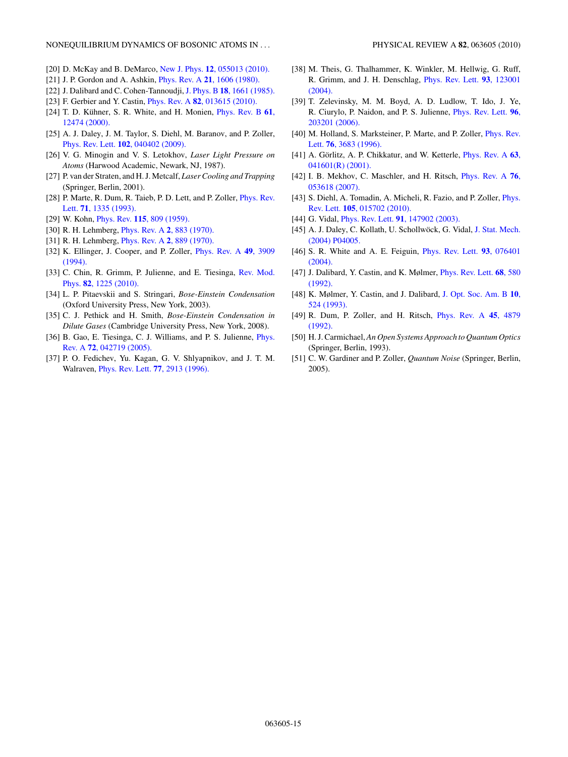[20] D. McKay and B. DeMarco, New J. Phys. **12**, 055013 (2010).

[21] J. P. Gordon and A. Ashkin, Phys. Rev. A **21**, 1606 (1980).

[22] J. Dalibard and C. Cohen-Tannoudji, J. Phys. B **18**, 1661 (1985).

[23] F. Gerbier and Y. Castin, Phys. Rev. A **82**, 013615 (2010).

[24] T. D. Kühner, S. R. White, and H. Monien, Phys. Rev. B **61**, 12474 (2000).

[25] A. J. Daley, J. M. Taylor, S. Diehl, M. Baranov, and P. Zoller, Phys. Rev. Lett. **102**, 040402 (2009).

[26] V. G. Minogin and V. S. Letokhov, *Laser Light Pressure on Atoms* (Harwood Academic, Newark, NJ, 1987).

[27] P. van der Straten, and H. J. Metcalf, *Laser Cooling and Trapping* (Springer, Berlin, 2001).

[28] P. Marte, R. Dum, R. Taieb, P. D. Lett, and P. Zoller, Phys. Rev. Lett. **71**, 1335 (1993).

[29] W. Kohn, Phys. Rev. **115**, 809 (1959).

[30] R. H. Lehmberg, Phys. Rev. A **2**, 883 (1970).

[31] R. H. Lehmberg, Phys. Rev. A **2**, 889 (1970).

[32] K. Ellinger, J. Cooper, and P. Zoller, Phys. Rev. A **49**, 3909 (1994).

[33] C. Chin, R. Grimm, P. Julienne, and E. Tiesinga, Rev. Mod. Phys. **82**, 1225 (2010).

[34] L. P. Pitaevskii and S. Stringari, *Bose-Einstein Condensation* (Oxford University Press, New York, 2003).

[35] C. J. Pethick and H. Smith, *Bose-Einstein Condensation in Dilute Gases* (Cambridge University Press, New York, 2008).

[36] B. Gao, E. Tiesinga, C. J. Williams, and P. S. Julienne, Phys. Rev. A **72**, 042719 (2005).

[37] P. O. Fedichev, Yu. Kagan, G. V. Shlyapnikov, and J. T. M. Walraven, Phys. Rev. Lett. **77**, 2913 (1996).

[38] M. Theis, G. Thalhammer, K. Winkler, M. Hellwig, G. Ruff, R. Grimm, and J. H. Denschlag, Phys. Rev. Lett. **93**, 123001 (2004).

[39] T. Zelevinsky, M. M. Boyd, A. D. Ludlow, T. Ido, J. Ye, R. Ciurylo, P. Naidon, and P. S. Julienne, Phys. Rev. Lett. **96**, 203201 (2006).

[40] M. Holland, S. Marksteiner, P. Marte, and P. Zoller, Phys. Rev. Lett. **76**, 3683 (1996).

[41] A. Görlitz, A. P. Chikkatur, and W. Ketterle, Phys. Rev. A **63**, 041601(R) (2001).

[42] I. B. Mekhov, C. Maschler, and H. Ritsch, Phys. Rev. A **76**, 053618 (2007).

[43] S. Diehl, A. Tomadin, A. Micheli, R. Fazio, and P. Zoller, Phys. Rev. Lett. **105**, 015702 (2010).

[44] G. Vidal, Phys. Rev. Lett. **91**, 147902 (2003).

[45] A. J. Daley, C. Kollath, U. Schollwöck, G. Vidal, J. Stat. Mech. (2004) P04005.

[46] S. R. White and A. E. Feiguin, Phys. Rev. Lett. **93**, 076401 (2004).

[47] J. Dalibard, Y. Castin, and K. Mølmer, Phys. Rev. Lett. **68**, 580 (1992).

[48] K. Mølmer, Y. Castin, and J. Dalibard, J. Opt. Soc. Am. B **10**, 524 (1993).

[49] R. Dum, P. Zoller, and H. Ritsch, Phys. Rev. A **45**, 4879 (1992).

[50] H. J. Carmichael, *An Open Systems Approach to Quantum Optics* (Springer, Berlin, 1993).

[51] C. W. Gardiner and P. Zoller, *Quantum Noise* (Springer, Berlin, 2005).